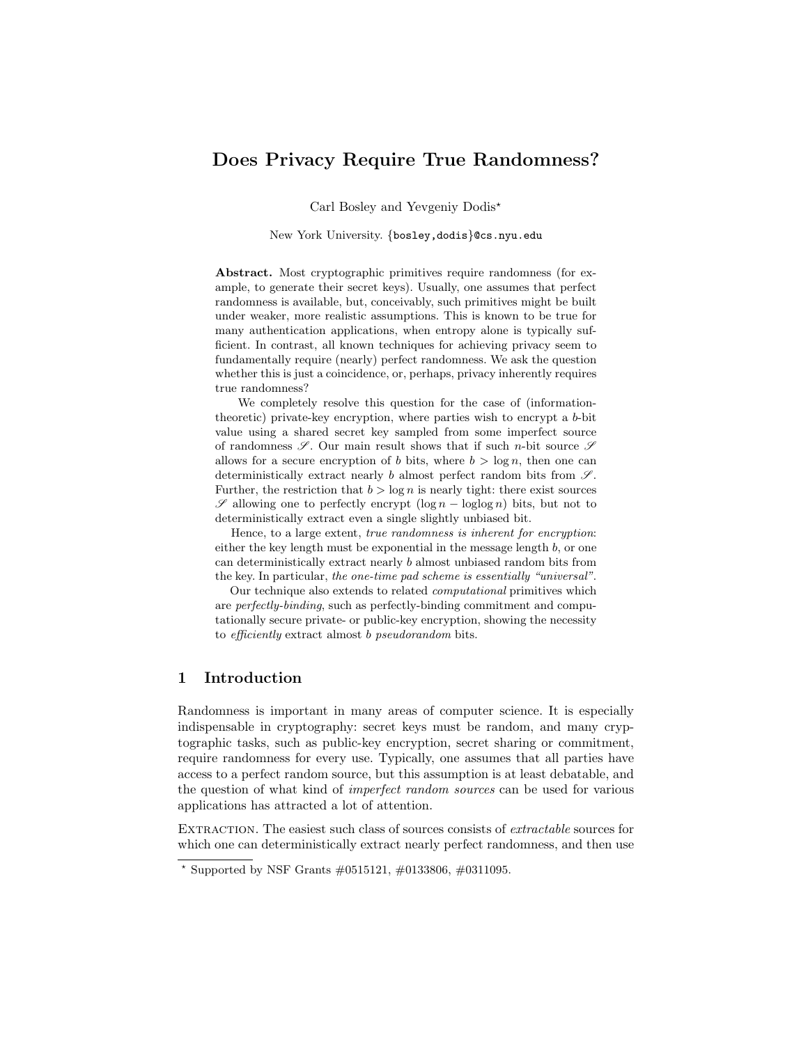# Does Privacy Require True Randomness?

Carl Bosley and Yevgeniy Dodis*

New York University. {bosley,dodis}@cs.nyu.edu

**Abstract.** Most cryptographic primitives require randomness (for example, to generate their secret keys). Usually, one assumes that perfect randomness is available, but, conceivably, such primitives might be built under weaker, more realistic assumptions. This is known to be true for many authentication applications, when entropy alone is typically sufficient. In contrast, all known techniques for achieving privacy seem to fundamentally require (nearly) perfect randomness. We ask the question whether this is just a coincidence, or, perhaps, privacy inherently requires true randomness?

We completely resolve this question for the case of (information-theoretic) private-key encryption, where parties wish to encrypt a $b$-bit value using a shared secret key sampled from some imperfect source of randomness $\mathscr{S}$. Our main result shows that if such $n$-bit source $\mathscr{S}$ allows for a secure encryption of $b$ bits, where $b > \log n$, then one can deterministically extract nearly $b$ almost perfect random bits from $\mathscr{S}$. Further, the restriction that $b > \log n$ is nearly tight: there exist sources $\mathscr{S}$ allowing one to perfectly encrypt $(\log n - \log\log n)$ bits, but not to deterministically extract even a single slightly unbiased bit.

Hence, to a large extent, *true randomness is inherent for encryption*: either the key length must be exponential in the message length $b$, or one can deterministically extract nearly $b$ almost unbiased random bits from the key. In particular, *the one-time pad scheme is essentially "universal"*.

Our technique also extends to related *computational* primitives which are *perfectly-binding*, such as perfectly-binding commitment and computationally secure private- or public-key encryption, showing the necessity to *efficiently* extract almost $b$ *pseudorandom* bits.

## 1 Introduction

Randomness is important in many areas of computer science. It is especially indispensable in cryptography: secret keys must be random, and many cryptographic tasks, such as public-key encryption, secret sharing or commitment, require randomness for every use. Typically, one assumes that all parties have access to a perfect random source, but this assumption is at least debatable, and the question of what kind of *imperfect random sources* can be used for various applications has attracted a lot of attention.

EXTRACTION. The easiest such class of sources consists of *extractable* sources for which one can deterministically extract nearly perfect randomness, and then use

* Supported by NSF Grants #0515121, #0133806, #0311095.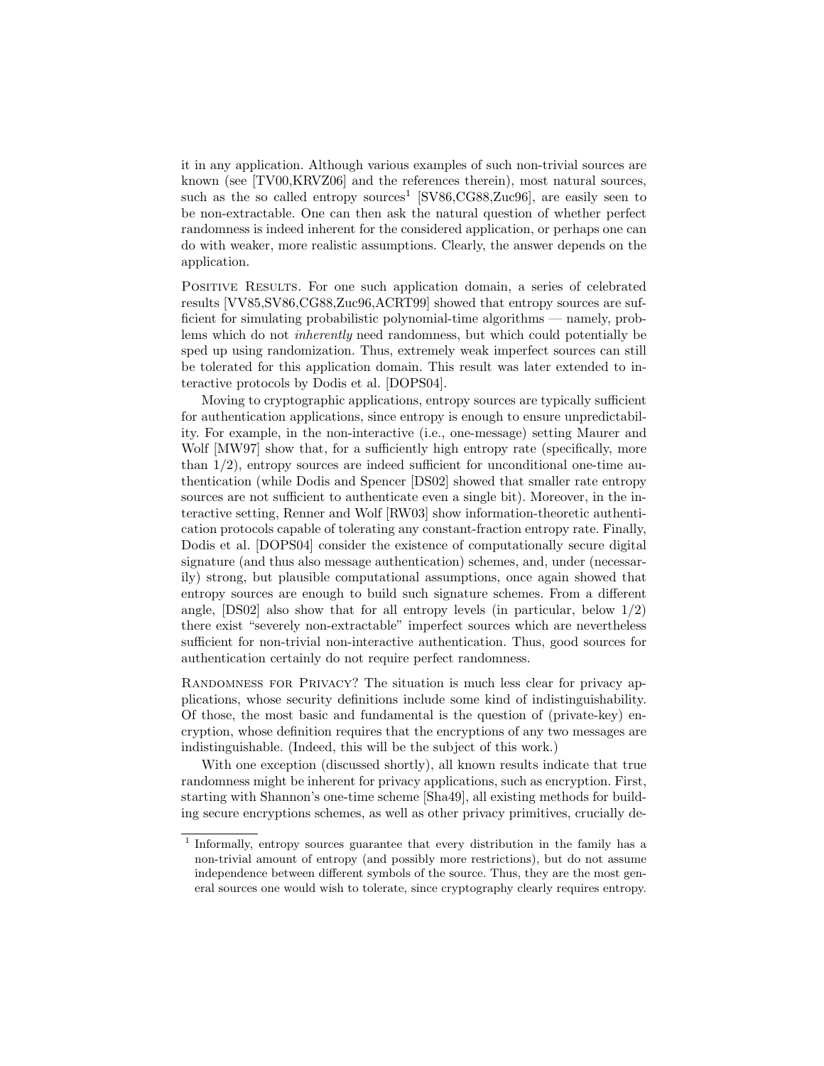it in any application. Although various examples of such non-trivial sources are known (see [TV00,KRVZ06] and the references therein), most natural sources, such as the so called entropy sources[1] [SV86,CG88,Zuc96], are easily seen to be non-extractable. One can then ask the natural question of whether perfect randomness is indeed inherent for the considered application, or perhaps one can do with weaker, more realistic assumptions. Clearly, the answer depends on the application.

**Positive Results.** For one such application domain, a series of celebrated results [VV85,SV86,CG88,Zuc96,ACRT99] showed that entropy sources are sufficient for simulating probabilistic polynomial-time algorithms — namely, problems which do not *inherently* need randomness, but which could potentially be sped up using randomization. Thus, extremely weak imperfect sources can still be tolerated for this application domain. This result was later extended to interactive protocols by Dodis et al. [DOPS04].

Moving to cryptographic applications, entropy sources are typically sufficient for authentication applications, since entropy is enough to ensure unpredictability. For example, in the non-interactive (i.e., one-message) setting Maurer and Wolf [MW97] show that, for a sufficiently high entropy rate (specifically, more than 1/2), entropy sources are indeed sufficient for unconditional one-time authentication (while Dodis and Spencer [DS02] showed that smaller rate entropy sources are not sufficient to authenticate even a single bit). Moreover, in the interactive setting, Renner and Wolf [RW03] show information-theoretic authentication protocols capable of tolerating any constant-fraction entropy rate. Finally, Dodis et al. [DOPS04] consider the existence of computationally secure digital signature (and thus also message authentication) schemes, and, under (necessarily) strong, but plausible computational assumptions, once again showed that entropy sources are enough to build such signature schemes. From a different angle, [DS02] also show that for all entropy levels (in particular, below 1/2) there exist "severely non-extractable" imperfect sources which are nevertheless sufficient for non-trivial non-interactive authentication. Thus, good sources for authentication certainly do not require perfect randomness.

**Randomness for Privacy?** The situation is much less clear for privacy applications, whose security definitions include some kind of indistinguishability. Of those, the most basic and fundamental is the question of (private-key) encryption, whose definition requires that the encryptions of any two messages are indistinguishable. (Indeed, this will be the subject of this work.)

With one exception (discussed shortly), all known results indicate that true randomness might be inherent for privacy applications, such as encryption. First, starting with Shannon's one-time scheme [Sha49], all existing methods for building secure encryptions schemes, as well as other privacy primitives, crucially de-

[1] Informally, entropy sources guarantee that every distribution in the family has a non-trivial amount of entropy (and possibly more restrictions), but do not assume independence between different symbols of the source. Thus, they are the most general sources one would wish to tolerate, since cryptography clearly requires entropy.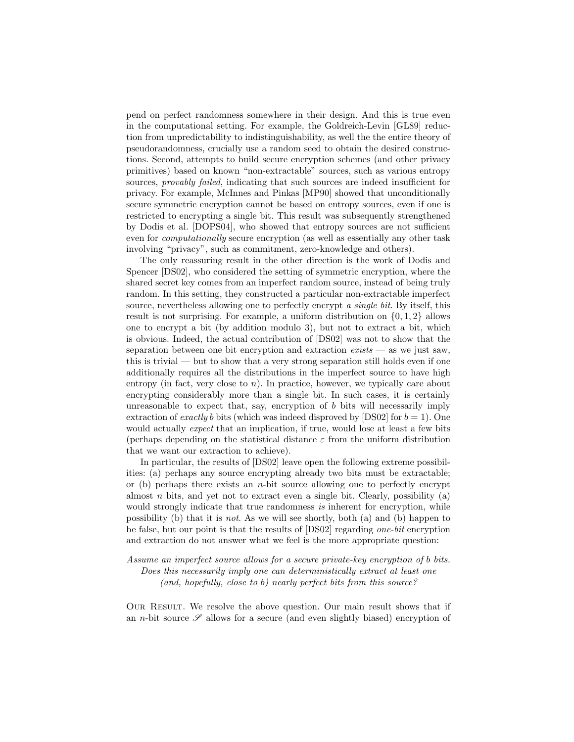pend on perfect randomness somewhere in their design. And this is true even in the computational setting. For example, the Goldreich-Levin [GL89] reduction from unpredictability to indistinguishability, as well the the entire theory of pseudorandomness, crucially use a random seed to obtain the desired constructions. Second, attempts to build secure encryption schemes (and other privacy primitives) based on known "non-extractable" sources, such as various entropy sources, *provably failed*, indicating that such sources are indeed insufficient for privacy. For example, McInnes and Pinkas [MP90] showed that unconditionally secure symmetric encryption cannot be based on entropy sources, even if one is restricted to encrypting a single bit. This result was subsequently strengthened by Dodis et al. [DOPS04], who showed that entropy sources are not sufficient even for *computationally* secure encryption (as well as essentially any other task involving "privacy", such as commitment, zero-knowledge and others).

The only reassuring result in the other direction is the work of Dodis and Spencer [DS02], who considered the setting of symmetric encryption, where the shared secret key comes from an imperfect random source, instead of being truly random. In this setting, they constructed a particular non-extractable imperfect source, nevertheless allowing one to perfectly encrypt *a single bit*. By itself, this result is not surprising. For example, a uniform distribution on $\{0, 1, 2\}$ allows one to encrypt a bit (by addition modulo 3), but not to extract a bit, which is obvious. Indeed, the actual contribution of [DS02] was not to show that the separation between one bit encryption and extraction *exists* — as we just saw, this is trivial — but to show that a very strong separation still holds even if one additionally requires all the distributions in the imperfect source to have high entropy (in fact, very close to $n$). In practice, however, we typically care about encrypting considerably more than a single bit. In such cases, it is certainly unreasonable to expect that, say, encryption of $b$ bits will necessarily imply extraction of *exactly* $b$ bits (which was indeed disproved by [DS02] for $b = 1$). One would actually *expect* that an implication, if true, would lose at least a few bits (perhaps depending on the statistical distance $\varepsilon$ from the uniform distribution that we want our extraction to achieve).

In particular, the results of [DS02] leave open the following extreme possibilities: (a) perhaps any source encrypting already two bits must be extractable; or (b) perhaps there exists an $n$-bit source allowing one to perfectly encrypt almost $n$ bits, and yet not to extract even a single bit. Clearly, possibility (a) would strongly indicate that true randomness *is* inherent for encryption, while possibility (b) that it is *not*. As we will see shortly, both (a) and (b) happen to be false, but our point is that the results of [DS02] regarding *one-bit* encryption and extraction do not answer what we feel is the more appropriate question:

*Assume an imperfect source allows for a secure private-key encryption of b bits. Does this necessarily imply one can deterministically extract at least one (and, hopefully, close to b) nearly perfect bits from this source?*

Our Result. We resolve the above question. Our main result shows that if an $n$-bit source $\mathscr{S}$ allows for a secure (and even slightly biased) encryption of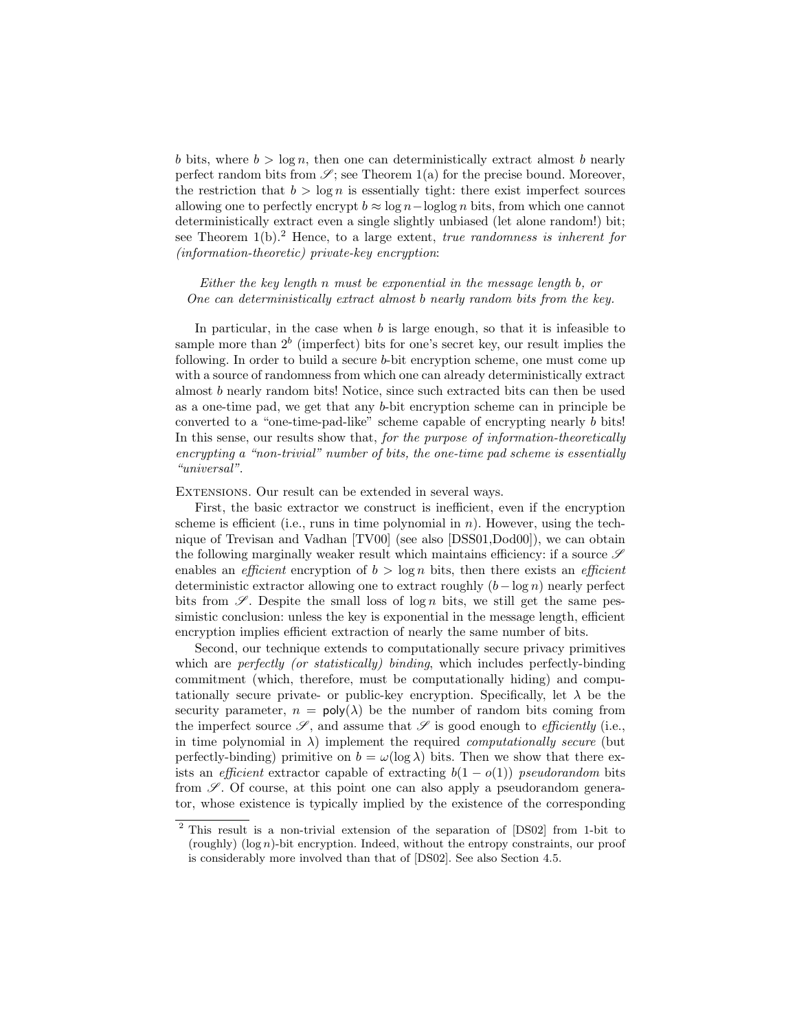$b$ bits, where $b > \log n$, then one can deterministically extract almost $b$ nearly perfect random bits from $\mathscr{S}$; see Theorem 1(a) for the precise bound. Moreover, the restriction that $b > \log n$ is essentially tight: there exist imperfect sources allowing one to perfectly encrypt $b \approx \log n - \log\log n$ bits, from which one cannot deterministically extract even a single slightly unbiased (let alone random!) bit; see Theorem 1(b).[2] Hence, to a large extent, *true randomness is inherent for (information-theoretic) private-key encryption*:

*Either the key length $n$ must be exponential in the message length $b$, or One can deterministically extract almost $b$ nearly random bits from the key.*

In particular, in the case when $b$ is large enough, so that it is infeasible to sample more than $2^b$ (imperfect) bits for one's secret key, our result implies the following. In order to build a secure $b$-bit encryption scheme, one must come up with a source of randomness from which one can already deterministically extract almost $b$ nearly random bits! Notice, since such extracted bits can then be used as a one-time pad, we get that any $b$-bit encryption scheme can in principle be converted to a "one-time-pad-like" scheme capable of encrypting nearly $b$ bits! In this sense, our results show that, *for the purpose of information-theoretically encrypting a "non-trivial" number of bits, the one-time pad scheme is essentially "universal"*.

Extensions. Our result can be extended in several ways.

First, the basic extractor we construct is inefficient, even if the encryption scheme is efficient (i.e., runs in time polynomial in $n$). However, using the technique of Trevisan and Vadhan [TV00] (see also [DSS01,Dod00]), we can obtain the following marginally weaker result which maintains efficiency: if a source $\mathscr{S}$ enables an *efficient* encryption of $b > \log n$ bits, then there exists an *efficient* deterministic extractor allowing one to extract roughly $(b - \log n)$ nearly perfect bits from $\mathscr{S}$. Despite the small loss of $\log n$ bits, we still get the same pessimistic conclusion: unless the key is exponential in the message length, efficient encryption implies efficient extraction of nearly the same number of bits.

Second, our technique extends to computationally secure privacy primitives which are *perfectly (or statistically) binding*, which includes perfectly-binding commitment (which, therefore, must be computationally hiding) and computationally secure private- or public-key encryption. Specifically, let $\lambda$ be the security parameter, $n = \mathsf{poly}(\lambda)$ be the number of random bits coming from the imperfect source $\mathscr{S}$, and assume that $\mathscr{S}$ is good enough to *efficiently* (i.e., in time polynomial in $\lambda$) implement the required *computationally secure* (but perfectly-binding) primitive on $b = \omega(\log \lambda)$ bits. Then we show that there exists an *efficient* extractor capable of extracting $b(1 - o(1))$ *pseudorandom* bits from $\mathscr{S}$. Of course, at this point one can also apply a pseudorandom generator, whose existence is typically implied by the existence of the corresponding

[2] This result is a non-trivial extension of the separation of [DS02] from 1-bit to (roughly) $(\log n)$-bit encryption. Indeed, without the entropy constraints, our proof is considerably more involved than that of [DS02]. See also Section 4.5.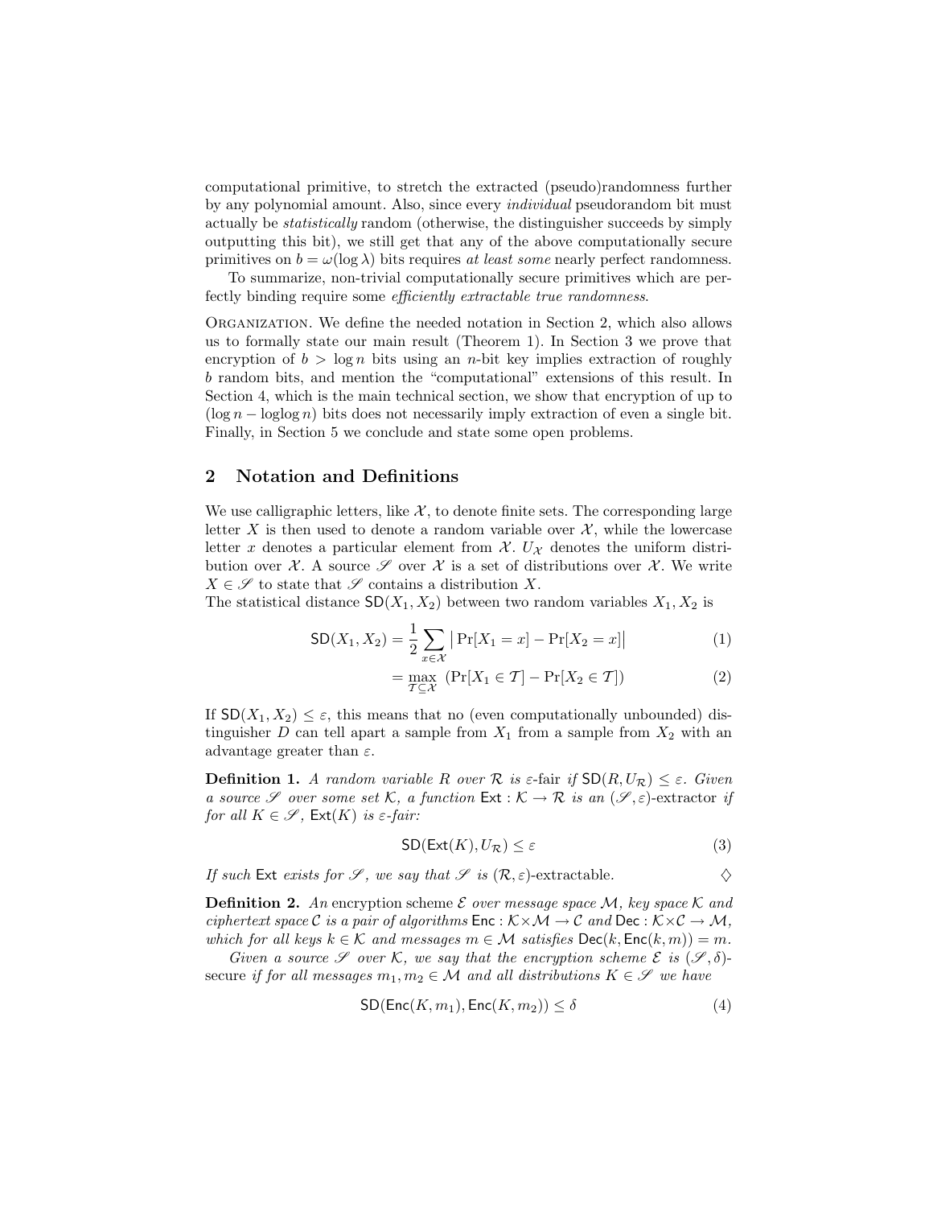computational primitive, to stretch the extracted (pseudo)randomness further by any polynomial amount. Also, since every *individual* pseudorandom bit must actually be *statistically* random (otherwise, the distinguisher succeeds by simply outputting this bit), we still get that any of the above computationally secure primitives on $b = \omega(\log \lambda)$ bits requires *at least some* nearly perfect randomness.

To summarize, non-trivial computationally secure primitives which are perfectly binding require some *efficiently extractable true randomness*.

Organization. We define the needed notation in Section 2, which also allows us to formally state our main result (Theorem 1). In Section 3 we prove that encryption of $b > \log n$ bits using an $n$-bit key implies extraction of roughly $b$ random bits, and mention the "computational" extensions of this result. In Section 4, which is the main technical section, we show that encryption of up to $(\log n - \operatorname{loglog} n)$ bits does not necessarily imply extraction of even a single bit. Finally, in Section 5 we conclude and state some open problems.

## 2 Notation and Definitions

We use calligraphic letters, like $\mathcal{X}$, to denote finite sets. The corresponding large letter $X$ is then used to denote a random variable over $\mathcal{X}$, while the lowercase letter $x$ denotes a particular element from $\mathcal{X}$. $U_{\mathcal{X}}$ denotes the uniform distribution over $\mathcal{X}$. A source $\mathscr{S}$ over $\mathcal{X}$ is a set of distributions over $\mathcal{X}$. We write $X \in \mathscr{S}$ to state that $\mathscr{S}$ contains a distribution $X$.
The statistical distance $\mathsf{SD}(X_1, X_2)$ between two random variables $X_1, X_2$ is

$$\mathsf{SD}(X_1, X_2) = \frac{1}{2} \sum_{x \in \mathcal{X}} \big| \Pr[X_1 = x] - \Pr[X_2 = x] \big| \tag{1}$$

$$= \max_{\mathcal{T} \subseteq \mathcal{X}} \left( \Pr[X_1 \in \mathcal{T}] - \Pr[X_2 \in \mathcal{T}] \right) \tag{2}$$

If $\mathsf{SD}(X_1, X_2) \le \varepsilon$, this means that no (even computationally unbounded) distinguisher $D$ can tell apart a sample from $X_1$ from a sample from $X_2$ with an advantage greater than $\varepsilon$.

**Definition 1.** *A random variable $R$ over $\mathcal{R}$ is $\varepsilon$-*fair *if $\mathsf{SD}(R, U_{\mathcal{R}}) \le \varepsilon$. Given a source $\mathscr{S}$ over some set $\mathcal{K}$, a function $\mathsf{Ext} : \mathcal{K} \to \mathcal{R}$ is an $(\mathscr{S}, \varepsilon)$-*extractor *if for all $K \in \mathscr{S}$, $\mathsf{Ext}(K)$ is $\varepsilon$-fair:*

$$\mathsf{SD}(\mathsf{Ext}(K), U_{\mathcal{R}}) \le \varepsilon \tag{3}$$

*If such* $\mathsf{Ext}$ *exists for $\mathscr{S}$, we say that $\mathscr{S}$ is $(\mathcal{R}, \varepsilon)$-*extractable. $\diamondsuit$

**Definition 2.** *An* encryption scheme *$\mathcal{E}$ over message space $\mathcal{M}$, key space $\mathcal{K}$ and ciphertext space $\mathcal{C}$ is a pair of algorithms $\mathsf{Enc} : \mathcal{K} \times \mathcal{M} \to \mathcal{C}$ and $\mathsf{Dec} : \mathcal{K} \times \mathcal{C} \to \mathcal{M}$, which for all keys $k \in \mathcal{K}$ and messages $m \in \mathcal{M}$ satisfies $\mathsf{Dec}(k, \mathsf{Enc}(k, m)) = m$.*

*Given a source $\mathscr{S}$ over $\mathcal{K}$, we say that the encryption scheme $\mathcal{E}$ is $(\mathscr{S}, \delta)$-*secure *if for all messages $m_1, m_2 \in \mathcal{M}$ and all distributions $K \in \mathscr{S}$ we have*

$$\mathsf{SD}(\mathsf{Enc}(K, m_1), \mathsf{Enc}(K, m_2)) \le \delta \tag{4}$$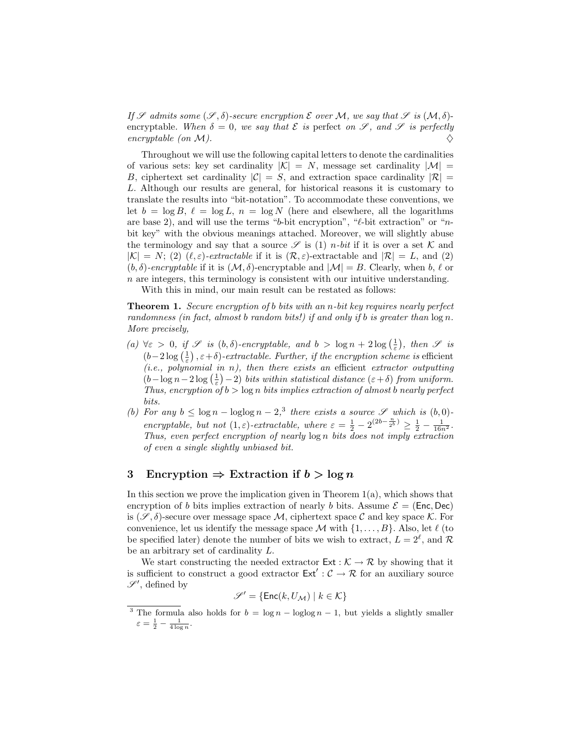*If $\mathscr{S}$ admits some $(\mathscr{S}, \delta)$-secure encryption $\mathcal{E}$ over $\mathcal{M}$, we say that $\mathscr{S}$ is $(\mathcal{M}, \delta)$-*encryptable. *When $\delta = 0$, we say that $\mathcal{E}$ is* perfect *on $\mathscr{S}$, and $\mathscr{S}$ is perfectly encryptable (on $\mathcal{M}$).* ♢

Throughout we will use the following capital letters to denote the cardinalities of various sets: key set cardinality $|\mathcal{K}| = N$, message set cardinality $|\mathcal{M}| = B$, ciphertext set cardinality $|\mathcal{C}| = S$, and extraction space cardinality $|\mathcal{R}| = L$. Although our results are general, for historical reasons it is customary to translate the results into "bit-notation". To accommodate these conventions, we let $b = \log B$, $\ell = \log L$, $n = \log N$ (here and elsewhere, all the logarithms are base 2), and will use the terms "$b$-bit encryption", "$\ell$-bit extraction" or "$n$-bit key" with the obvious meanings attached. Moreover, we will slightly abuse the terminology and say that a source $\mathscr{S}$ is (1) *$n$-bit* if it is over a set $\mathcal{K}$ and $|\mathcal{K}| = N$; (2) *$(\ell, \varepsilon)$-extractable* if it is $(\mathcal{R}, \varepsilon)$-extractable and $|\mathcal{R}| = L$, and (2) *$(b, \delta)$-encryptable* if it is $(\mathcal{M}, \delta)$-encryptable and $|\mathcal{M}| = B$. Clearly, when $b$, $\ell$ or $n$ are integers, this terminology is consistent with our intuitive understanding.

With this in mind, our main result can be restated as follows:

**Theorem 1.** *Secure encryption of $b$ bits with an $n$-bit key requires nearly perfect randomness (in fact, almost $b$ random bits!) if and only if $b$ is greater than $\log n$. More precisely,*

*(a) $\forall \varepsilon > 0$, if $\mathscr{S}$ is $(b, \delta)$-encryptable, and $b > \log n + 2 \log\left(\frac{1}{\varepsilon}\right)$, then $\mathscr{S}$ is $(b - 2\log\left(\frac{1}{\varepsilon}\right), \varepsilon + \delta)$-extractable. Further, if the encryption scheme is* efficient *(i.e., polynomial in $n$), then there exists an* efficient *extractor outputting $(b - \log n - 2 \log\left(\frac{1}{\varepsilon}\right) - 2)$ bits within statistical distance $(\varepsilon + \delta)$ from uniform. Thus, encryption of $b > \log n$ bits implies extraction of almost $b$ nearly perfect bits.*

*(b) For any $b \leq \log n - \log\log n - 2$,[3] there exists a source $\mathscr{S}$ which is $(b, 0)$-encryptable, but not $(1, \varepsilon)$-extractable, where $\varepsilon = \frac{1}{2} - 2^{(2b - \frac{n}{2^b})} \geq \frac{1}{2} - \frac{1}{16n^2}$. Thus, even perfect encryption of nearly $\log n$ bits does not imply extraction of even a single slightly unbiased bit.*

## 3 Encryption ⇒ Extraction if $b > \log n$

In this section we prove the implication given in Theorem 1(a), which shows that encryption of $b$ bits implies extraction of nearly $b$ bits. Assume $\mathcal{E} = (\mathsf{Enc}, \mathsf{Dec})$ is $(\mathscr{S}, \delta)$-secure over message space $\mathcal{M}$, ciphertext space $\mathcal{C}$ and key space $\mathcal{K}$. For convenience, let us identify the message space $\mathcal{M}$ with $\{1, \ldots, B\}$. Also, let $\ell$ (to be specified later) denote the number of bits we wish to extract, $L = 2^\ell$, and $\mathcal{R}$ be an arbitrary set of cardinality $L$.

We start constructing the needed extractor $\mathsf{Ext} : \mathcal{K} \to \mathcal{R}$ by showing that it is sufficient to construct a good extractor $\mathsf{Ext}' : \mathcal{C} \to \mathcal{R}$ for an auxiliary source $\mathscr{S}'$, defined by

$$\mathscr{S}' = \{\mathsf{Enc}(k, U_\mathcal{M}) \mid k \in \mathcal{K}\}$$

[3] The formula also holds for $b = \log n - \log\log n - 1$, but yields a slightly smaller $\varepsilon = \frac{1}{2} - \frac{1}{4 \log n}$.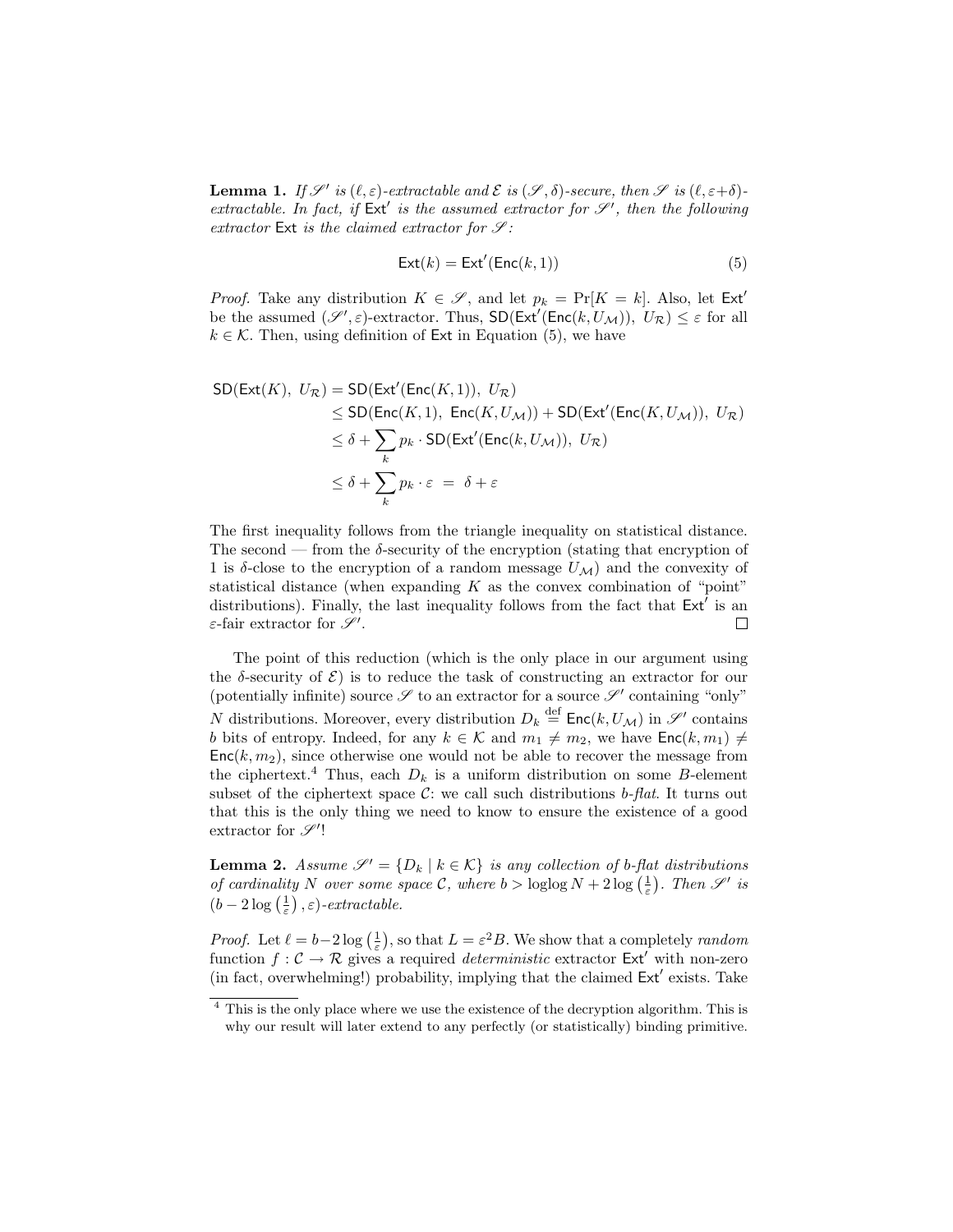**Lemma 1.** *If $\mathscr{S}'$ is $(\ell, \varepsilon)$-extractable and $\mathcal{E}$ is $(\mathscr{S}, \delta)$-secure, then $\mathscr{S}$ is $(\ell, \varepsilon+\delta)$-extractable. In fact, if $\mathsf{Ext}'$ is the assumed extractor for $\mathscr{S}'$, then the following extractor $\mathsf{Ext}$ is the claimed extractor for $\mathscr{S}$:*

$$\mathsf{Ext}(k) = \mathsf{Ext}'(\mathsf{Enc}(k, 1)) \tag{5}$$

*Proof.* Take any distribution $K \in \mathscr{S}$, and let $p_k = \Pr[K = k]$. Also, let $\mathsf{Ext}'$ be the assumed $(\mathscr{S}', \varepsilon)$-extractor. Thus, $\mathsf{SD}(\mathsf{Ext}'(\mathsf{Enc}(k, U_\mathcal{M})),\ U_\mathcal{R}) \leq \varepsilon$ for all $k \in \mathcal{K}$. Then, using definition of $\mathsf{Ext}$ in Equation (5), we have

$$\begin{aligned}
\mathsf{SD}(\mathsf{Ext}(K),\ U_\mathcal{R}) &= \mathsf{SD}(\mathsf{Ext}'(\mathsf{Enc}(K, 1)),\ U_\mathcal{R}) \\
&\leq \mathsf{SD}(\mathsf{Enc}(K, 1),\ \mathsf{Enc}(K, U_\mathcal{M})) + \mathsf{SD}(\mathsf{Ext}'(\mathsf{Enc}(K, U_\mathcal{M})),\ U_\mathcal{R}) \\
&\leq \delta + \sum_k p_k \cdot \mathsf{SD}(\mathsf{Ext}'(\mathsf{Enc}(k, U_\mathcal{M})),\ U_\mathcal{R}) \\
&\leq \delta + \sum_k p_k \cdot \varepsilon \ = \ \delta + \varepsilon
\end{aligned}$$

The first inequality follows from the triangle inequality on statistical distance. The second — from the $\delta$-security of the encryption (stating that encryption of 1 is $\delta$-close to the encryption of a random message $U_\mathcal{M}$) and the convexity of statistical distance (when expanding $K$ as the convex combination of "point" distributions). Finally, the last inequality follows from the fact that $\mathsf{Ext}'$ is an $\varepsilon$-fair extractor for $\mathscr{S}'$. □

The point of this reduction (which is the only place in our argument using the $\delta$-security of $\mathcal{E}$) is to reduce the task of constructing an extractor for our (potentially infinite) source $\mathscr{S}$ to an extractor for a source $\mathscr{S}'$ containing "only" $N$ distributions. Moreover, every distribution $D_k \stackrel{\text{def}}{=} \mathsf{Enc}(k, U_\mathcal{M})$ in $\mathscr{S}'$ contains $b$ bits of entropy. Indeed, for any $k \in \mathcal{K}$ and $m_1 \neq m_2$, we have $\mathsf{Enc}(k, m_1) \neq \mathsf{Enc}(k, m_2)$, since otherwise one would not be able to recover the message from the ciphertext.[4] Thus, each $D_k$ is a uniform distribution on some $B$-element subset of the ciphertext space $\mathcal{C}$: we call such distributions *b-flat*. It turns out that this is the only thing we need to know to ensure the existence of a good extractor for $\mathscr{S}'$!

**Lemma 2.** *Assume $\mathscr{S}' = \{D_k \mid k \in \mathcal{K}\}$ is any collection of b-flat distributions of cardinality $N$ over some space $\mathcal{C}$, where $b > \log\log N + 2\log\left(\frac{1}{\varepsilon}\right)$. Then $\mathscr{S}'$ is $\left(b - 2\log\left(\frac{1}{\varepsilon}\right), \varepsilon\right)$-extractable.*

*Proof.* Let $\ell = b - 2\log\left(\frac{1}{\varepsilon}\right)$, so that $L = \varepsilon^2 B$. We show that a completely *random* function $f : \mathcal{C} \to \mathcal{R}$ gives a required *deterministic* extractor $\mathsf{Ext}'$ with non-zero (in fact, overwhelming!) probability, implying that the claimed $\mathsf{Ext}'$ exists. Take

[4] This is the only place where we use the existence of the decryption algorithm. This is why our result will later extend to any perfectly (or statistically) binding primitive.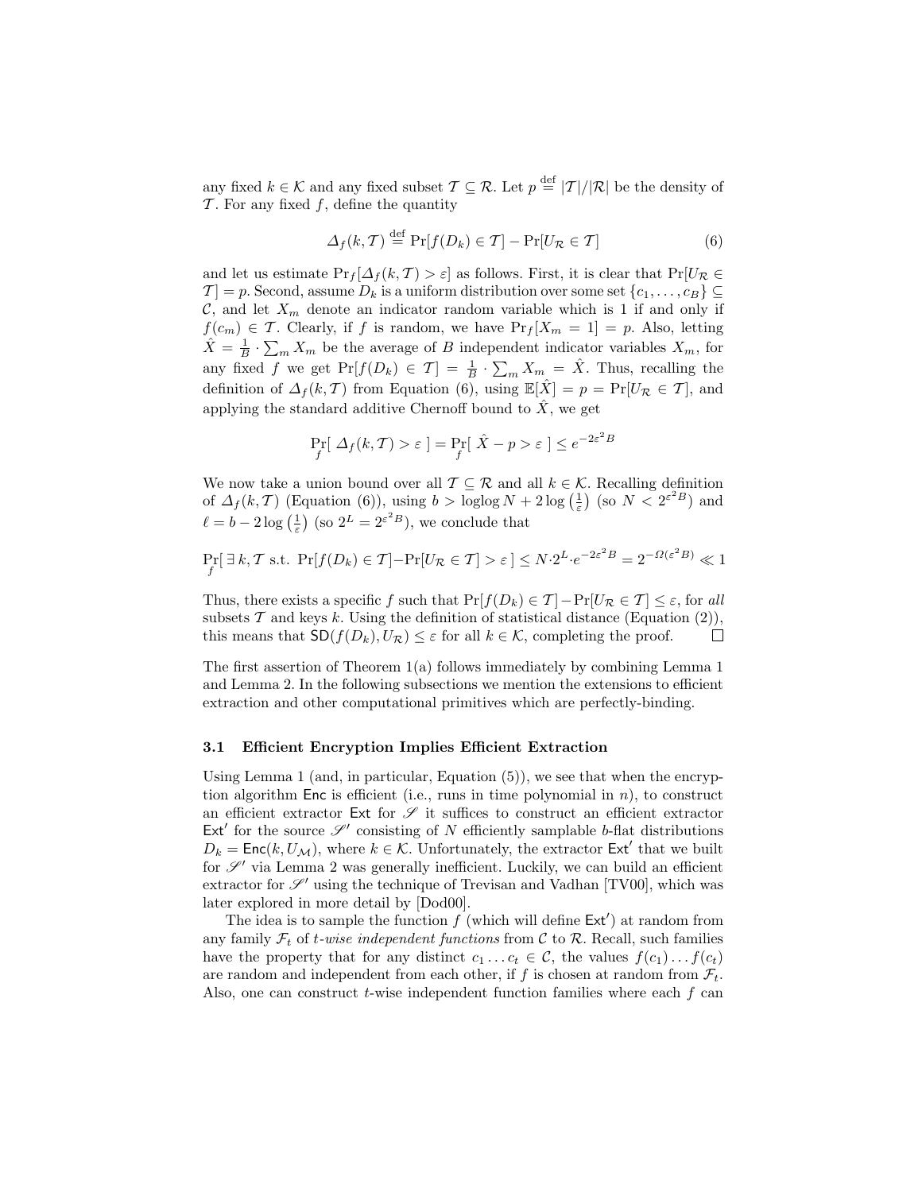any fixed $k \in \mathcal{K}$ and any fixed subset $\mathcal{T} \subseteq \mathcal{R}$. Let $p \stackrel{\text{def}}{=} |\mathcal{T}|/|\mathcal{R}|$ be the density of $\mathcal{T}$. For any fixed $f$, define the quantity

$$\Delta_f(k, \mathcal{T}) \stackrel{\text{def}}{=} \Pr[f(D_k) \in \mathcal{T}] - \Pr[U_{\mathcal{R}} \in \mathcal{T}] \tag{6}$$

and let us estimate $\Pr_f[\Delta_f(k, \mathcal{T}) > \varepsilon]$ as follows. First, it is clear that $\Pr[U_{\mathcal{R}} \in \mathcal{T}] = p$. Second, assume $D_k$ is a uniform distribution over some set $\{c_1, \ldots, c_B\} \subseteq \mathcal{C}$, and let $X_m$ denote an indicator random variable which is 1 if and only if $f(c_m) \in \mathcal{T}$. Clearly, if $f$ is random, we have $\Pr_f[X_m = 1] = p$. Also, letting $\hat{X} = \frac{1}{B} \cdot \sum_m X_m$ be the average of $B$ independent indicator variables $X_m$, for any fixed $f$ we get $\Pr[f(D_k) \in \mathcal{T}] = \frac{1}{B} \cdot \sum_m X_m = \hat{X}$. Thus, recalling the definition of $\Delta_f(k, \mathcal{T})$ from Equation (6), using $\mathbb{E}[\hat{X}] = p = \Pr[U_{\mathcal{R}} \in \mathcal{T}]$, and applying the standard additive Chernoff bound to $\hat{X}$, we get

$$\Pr_f[\ \Delta_f(k, \mathcal{T}) > \varepsilon\ ] = \Pr_f[\ \hat{X} - p > \varepsilon\ ] \leq e^{-2\varepsilon^2 B}$$

We now take a union bound over all $\mathcal{T} \subseteq \mathcal{R}$ and all $k \in \mathcal{K}$. Recalling definition of $\Delta_f(k, \mathcal{T})$ (Equation (6)), using $b > \log\log N + 2\log\left(\frac{1}{\varepsilon}\right)$ (so $N < 2^{\varepsilon^2 B}$) and $\ell = b - 2\log\left(\frac{1}{\varepsilon}\right)$ (so $2^L = 2^{\varepsilon^2 B}$), we conclude that

$$\Pr_f[\ \exists\, k, \mathcal{T} \text{ s.t. } \Pr[f(D_k) \in \mathcal{T}] - \Pr[U_{\mathcal{R}} \in \mathcal{T}] > \varepsilon\ ] \leq N \cdot 2^L \cdot e^{-2\varepsilon^2 B} = 2^{-\Omega(\varepsilon^2 B)} \ll 1$$

Thus, there exists a specific $f$ such that $\Pr[f(D_k) \in \mathcal{T}] - \Pr[U_{\mathcal{R}} \in \mathcal{T}] \leq \varepsilon$, for *all* subsets $\mathcal{T}$ and keys $k$. Using the definition of statistical distance (Equation (2)), this means that $\mathsf{SD}(f(D_k), U_{\mathcal{R}}) \leq \varepsilon$ for all $k \in \mathcal{K}$, completing the proof. □

The first assertion of Theorem 1(a) follows immediately by combining Lemma 1 and Lemma 2. In the following subsections we mention the extensions to efficient extraction and other computational primitives which are perfectly-binding.

### 3.1 Efficient Encryption Implies Efficient Extraction

Using Lemma 1 (and, in particular, Equation (5)), we see that when the encryption algorithm $\mathsf{Enc}$ is efficient (i.e., runs in time polynomial in $n$), to construct an efficient extractor $\mathsf{Ext}$ for $\mathscr{S}$ it suffices to construct an efficient extractor $\mathsf{Ext}'$ for the source $\mathscr{S}'$ consisting of $N$ efficiently samplable $b$-flat distributions $D_k = \mathsf{Enc}(k, U_{\mathcal{M}})$, where $k \in \mathcal{K}$. Unfortunately, the extractor $\mathsf{Ext}'$ that we built for $\mathscr{S}'$ via Lemma 2 was generally inefficient. Luckily, we can build an efficient extractor for $\mathscr{S}'$ using the technique of Trevisan and Vadhan [TV00], which was later explored in more detail by [Dod00].

The idea is to sample the function $f$ (which will define $\mathsf{Ext}'$) at random from any family $\mathcal{F}_t$ of *t-wise independent functions* from $\mathcal{C}$ to $\mathcal{R}$. Recall, such families have the property that for any distinct $c_1 \ldots c_t \in \mathcal{C}$, the values $f(c_1) \ldots f(c_t)$ are random and independent from each other, if $f$ is chosen at random from $\mathcal{F}_t$. Also, one can construct $t$-wise independent function families where each $f$ can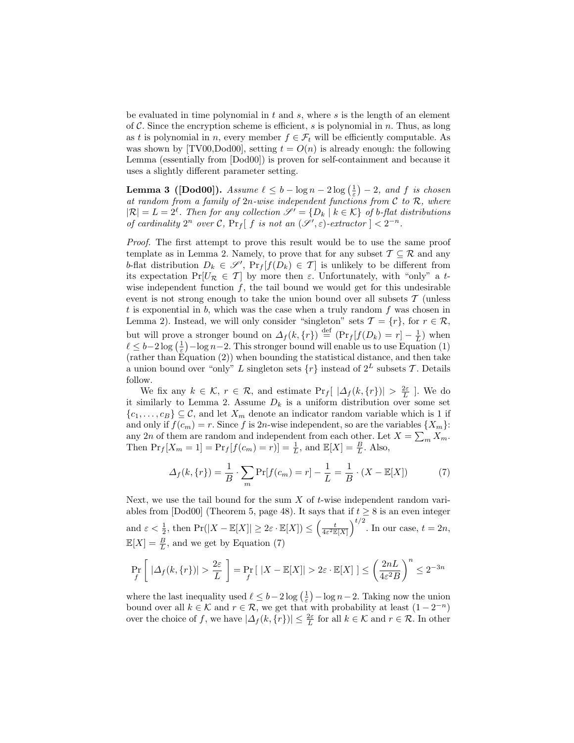be evaluated in time polynomial in $t$ and $s$, where $s$ is the length of an element of $\mathcal{C}$. Since the encryption scheme is efficient, $s$ is polynomial in $n$. Thus, as long as $t$ is polynomial in $n$, every member $f \in \mathcal{F}_t$ will be efficiently computable. As was shown by [TV00,Dod00], setting $t = O(n)$ is already enough: the following Lemma (essentially from [Dod00]) is proven for self-containment and because it uses a slightly different parameter setting.

**Lemma 3 ([Dod00]).** *Assume $\ell \le b - \log n - 2\log\left(\frac{1}{\varepsilon}\right) - 2$, and $f$ is chosen at random from a family of $2n$-wise independent functions from $\mathcal{C}$ to $\mathcal{R}$, where $|\mathcal{R}| = L = 2^\ell$. Then for any collection $\mathscr{S}' = \{D_k \mid k \in \mathcal{K}\}$ of $b$-flat distributions of cardinality $2^n$ over $\mathcal{C}$, $\Pr_f[\ f$ is not an $(\mathscr{S}', \varepsilon)$-extractor $] < 2^{-n}$.*

*Proof.* The first attempt to prove this result would be to use the same proof template as in Lemma 2. Namely, to prove that for any subset $\mathcal{T} \subseteq \mathcal{R}$ and any $b$-flat distribution $D_k \in \mathscr{S}'$, $\Pr_f[f(D_k) \in \mathcal{T}]$ is unlikely to be different from its expectation $\Pr[U_{\mathcal{R}} \in \mathcal{T}]$ by more then $\varepsilon$. Unfortunately, with "only" a $t$-wise independent function $f$, the tail bound we would get for this undesirable event is not strong enough to take the union bound over all subsets $\mathcal{T}$ (unless $t$ is exponential in $b$, which was the case when a truly random $f$ was chosen in Lemma 2). Instead, we will only consider "singleton" sets $\mathcal{T} = \{r\}$, for $r \in \mathcal{R}$, but will prove a stronger bound on $\Delta_f(k, \{r\}) \stackrel{\text{def}}{=} (\Pr_f[f(D_k) = r] - \frac{1}{L})$ when $\ell \le b - 2\log\left(\frac{1}{\varepsilon}\right) - \log n - 2$. This stronger bound will enable us to use Equation (1) (rather than Equation (2)) when bounding the statistical distance, and then take a union bound over "only" $L$ singleton sets $\{r\}$ instead of $2^L$ subsets $\mathcal{T}$. Details follow.

We fix any $k \in \mathcal{K}$, $r \in \mathcal{R}$, and estimate $\Pr_f[\ |\Delta_f(k, \{r\})| > \frac{2\varepsilon}{L}\ ]$. We do it similarly to Lemma 2. Assume $D_k$ is a uniform distribution over some set $\{c_1, \ldots, c_B\} \subseteq \mathcal{C}$, and let $X_m$ denote an indicator random variable which is 1 if and only if $f(c_m) = r$. Since $f$ is $2n$-wise independent, so are the variables $\{X_m\}$: any $2n$ of them are random and independent from each other. Let $X = \sum_m X_m$. Then $\Pr_f[X_m = 1] = \Pr_f[f(c_m) = r)] = \frac{1}{L}$, and $\mathbb{E}[X] = \frac{B}{L}$. Also,

$$\Delta_f(k, \{r\}) = \frac{1}{B} \cdot \sum_m \Pr[f(c_m) = r] - \frac{1}{L} = \frac{1}{B} \cdot (X - \mathbb{E}[X]) \tag{7}$$

Next, we use the tail bound for the sum $X$ of $t$-wise independent random variables from [Dod00] (Theorem 5, page 48). It says that if $t \ge 8$ is an even integer and $\varepsilon < \frac{1}{2}$, then $\Pr(|X - \mathbb{E}[X]| \ge 2\varepsilon \cdot \mathbb{E}[X]) \le \left(\frac{t}{4\varepsilon^2 \mathbb{E}[X]}\right)^{t/2}$. In our case, $t = 2n$, $\mathbb{E}[X] = \frac{B}{L}$, and we get by Equation (7)

$$\Pr_f\left[\ |\Delta_f(k, \{r\})| > \frac{2\varepsilon}{L}\ \right] = \Pr_f[\ |X - \mathbb{E}[X]| > 2\varepsilon \cdot \mathbb{E}[X]\ ] \le \left(\frac{2nL}{4\varepsilon^2 B}\right)^n \le 2^{-3n}$$

where the last inequality used $\ell \le b - 2\log\left(\frac{1}{\varepsilon}\right) - \log n - 2$. Taking now the union bound over all $k \in \mathcal{K}$ and $r \in \mathcal{R}$, we get that with probability at least $(1 - 2^{-n})$ over the choice of $f$, we have $|\Delta_f(k, \{r\})| \le \frac{2\varepsilon}{L}$ for all $k \in \mathcal{K}$ and $r \in \mathcal{R}$. In other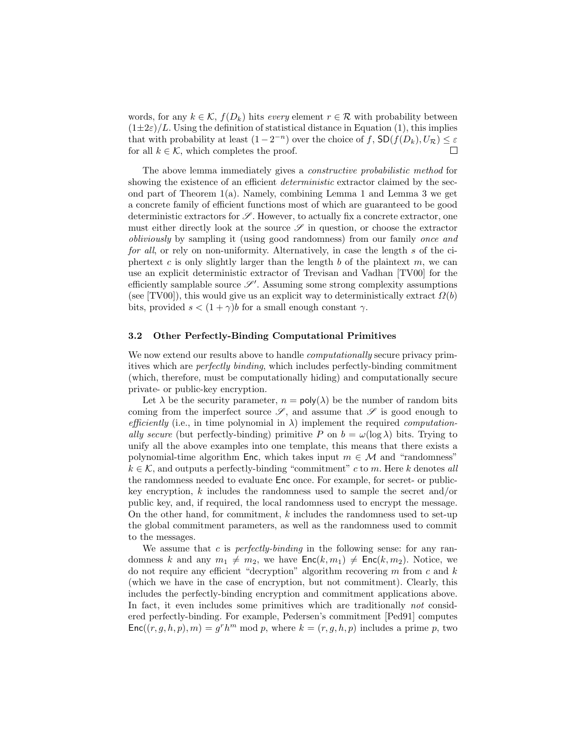words, for any $k \in \mathcal{K}$, $f(D_k)$ hits *every* element $r \in \mathcal{R}$ with probability between $(1 \pm 2\varepsilon)/L$. Using the definition of statistical distance in Equation (1), this implies that with probability at least $(1 - 2^{-n})$ over the choice of $f$, $\mathsf{SD}(f(D_k), U_{\mathcal{R}}) \leq \varepsilon$ for all $k \in \mathcal{K}$, which completes the proof. $\square$

The above lemma immediately gives a *constructive probabilistic method* for showing the existence of an efficient *deterministic* extractor claimed by the second part of Theorem 1(a). Namely, combining Lemma 1 and Lemma 3 we get a concrete family of efficient functions most of which are guaranteed to be good deterministic extractors for $\mathscr{S}$. However, to actually fix a concrete extractor, one must either directly look at the source $\mathscr{S}$ in question, or choose the extractor *obliviously* by sampling it (using good randomness) from our family *once and for all*, or rely on non-uniformity. Alternatively, in case the length $s$ of the ciphertext $c$ is only slightly larger than the length $b$ of the plaintext $m$, we can use an explicit deterministic extractor of Trevisan and Vadhan [TV00] for the efficiently samplable source $\mathscr{S}'$. Assuming some strong complexity assumptions (see [TV00]), this would give us an explicit way to deterministically extract $\Omega(b)$ bits, provided $s < (1 + \gamma)b$ for a small enough constant $\gamma$.

### 3.2 Other Perfectly-Binding Computational Primitives

We now extend our results above to handle *computationally* secure privacy primitives which are *perfectly binding*, which includes perfectly-binding commitment (which, therefore, must be computationally hiding) and computationally secure private- or public-key encryption.

Let $\lambda$ be the security parameter, $n = \mathsf{poly}(\lambda)$ be the number of random bits coming from the imperfect source $\mathscr{S}$, and assume that $\mathscr{S}$ is good enough to *efficiently* (i.e., in time polynomial in $\lambda$) implement the required *computationally secure* (but perfectly-binding) primitive $P$ on $b = \omega(\log \lambda)$ bits. Trying to unify all the above examples into one template, this means that there exists a polynomial-time algorithm $\mathsf{Enc}$, which takes input $m \in \mathcal{M}$ and "randomness" $k \in \mathcal{K}$, and outputs a perfectly-binding "commitment" $c$ to $m$. Here $k$ denotes *all* the randomness needed to evaluate $\mathsf{Enc}$ once. For example, for secret- or public-key encryption, $k$ includes the randomness used to sample the secret and/or public key, and, if required, the local randomness used to encrypt the message. On the other hand, for commitment, $k$ includes the randomness used to set-up the global commitment parameters, as well as the randomness used to commit to the messages.

We assume that $c$ is *perfectly-binding* in the following sense: for any randomness $k$ and any $m_1 \neq m_2$, we have $\mathsf{Enc}(k, m_1) \neq \mathsf{Enc}(k, m_2)$. Notice, we do not require any efficient "decryption" algorithm recovering $m$ from $c$ and $k$ (which we have in the case of encryption, but not commitment). Clearly, this includes the perfectly-binding encryption and commitment applications above. In fact, it even includes some primitives which are traditionally *not* considered perfectly-binding. For example, Pedersen's commitment [Ped91] computes $\mathsf{Enc}((r, g, h, p), m) = g^r h^m \bmod p$, where $k = (r, g, h, p)$ includes a prime $p$, two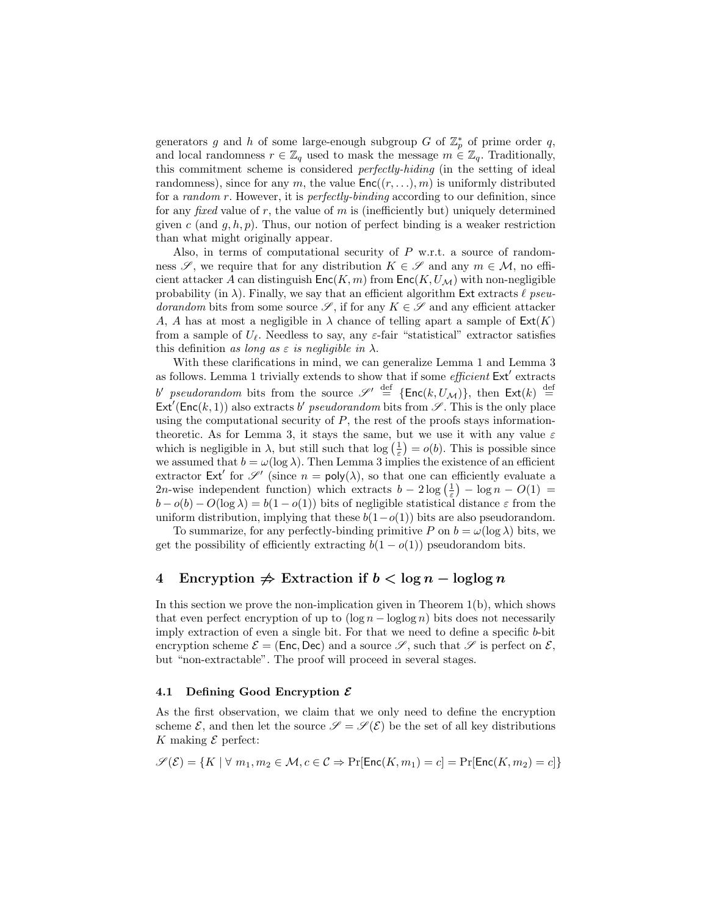generators $g$ and $h$ of some large-enough subgroup $G$ of $\mathbb{Z}_p^*$ of prime order $q$, and local randomness $r \in \mathbb{Z}_q$ used to mask the message $m \in \mathbb{Z}_q$. Traditionally, this commitment scheme is considered *perfectly-hiding* (in the setting of ideal randomness), since for any $m$, the value $\mathsf{Enc}((r,\ldots), m)$ is uniformly distributed for a *random* $r$. However, it is *perfectly-binding* according to our definition, since for any *fixed* value of $r$, the value of $m$ is (inefficiently but) uniquely determined given $c$ (and $g, h, p$). Thus, our notion of perfect binding is a weaker restriction than what might originally appear.

Also, in terms of computational security of $P$ w.r.t. a source of randomness $\mathscr{S}$, we require that for any distribution $K \in \mathscr{S}$ and any $m \in \mathcal{M}$, no efficient attacker $A$ can distinguish $\mathsf{Enc}(K, m)$ from $\mathsf{Enc}(K, U_{\mathcal{M}})$ with non-negligible probability (in $\lambda$). Finally, we say that an efficient algorithm $\mathsf{Ext}$ extracts $\ell$ *pseudorandom* bits from some source $\mathscr{S}$, if for any $K \in \mathscr{S}$ and any efficient attacker $A$, $A$ has at most a negligible in $\lambda$ chance of telling apart a sample of $\mathsf{Ext}(K)$ from a sample of $U_\ell$. Needless to say, any $\varepsilon$-fair "statistical" extractor satisfies this definition *as long as $\varepsilon$ is negligible in $\lambda$*.

With these clarifications in mind, we can generalize Lemma 1 and Lemma 3 as follows. Lemma 1 trivially extends to show that if some *efficient* $\mathsf{Ext}'$ extracts $b'$ *pseudorandom* bits from the source $\mathscr{S}' \stackrel{\text{def}}{=} \{\mathsf{Enc}(k, U_{\mathcal{M}})\}$, then $\mathsf{Ext}(k) \stackrel{\text{def}}{=} \mathsf{Ext}'(\mathsf{Enc}(k,1))$ also extracts $b'$ *pseudorandom* bits from $\mathscr{S}$. This is the only place using the computational security of $P$, the rest of the proofs stays information-theoretic. As for Lemma 3, it stays the same, but we use it with any value $\varepsilon$ which is negligible in $\lambda$, but still such that $\log\left(\frac{1}{\varepsilon}\right) = o(b)$. This is possible since we assumed that $b = \omega(\log \lambda)$. Then Lemma 3 implies the existence of an efficient extractor $\mathsf{Ext}'$ for $\mathscr{S}'$ (since $n = \mathsf{poly}(\lambda)$, so that one can efficiently evaluate a $2n$-wise independent function) which extracts $b - 2\log\left(\frac{1}{\varepsilon}\right) - \log n - O(1) = b - o(b) - O(\log \lambda) = b(1-o(1))$ bits of negligible statistical distance $\varepsilon$ from the uniform distribution, implying that these $b(1-o(1))$ bits are also pseudorandom.

To summarize, for any perfectly-binding primitive $P$ on $b = \omega(\log \lambda)$ bits, we get the possibility of efficiently extracting $b(1-o(1))$ pseudorandom bits.

# 4 Encryption $\not\Rightarrow$ Extraction if $b < \log n - \log\log n$

In this section we prove the non-implication given in Theorem 1(b), which shows that even perfect encryption of up to $(\log n - \log\log n)$ bits does not necessarily imply extraction of even a single bit. For that we need to define a specific $b$-bit encryption scheme $\mathcal{E} = (\mathsf{Enc}, \mathsf{Dec})$ and a source $\mathscr{S}$, such that $\mathscr{S}$ is perfect on $\mathcal{E}$, but "non-extractable". The proof will proceed in several stages.

## 4.1 Defining Good Encryption $\mathcal{E}$

As the first observation, we claim that we only need to define the encryption scheme $\mathcal{E}$, and then let the source $\mathscr{S} = \mathscr{S}(\mathcal{E})$ be the set of all key distributions $K$ making $\mathcal{E}$ perfect:

$$\mathscr{S}(\mathcal{E}) = \{K \mid \forall\, m_1, m_2 \in \mathcal{M}, c \in \mathcal{C} \Rightarrow \Pr[\mathsf{Enc}(K, m_1) = c] = \Pr[\mathsf{Enc}(K, m_2) = c]\}$$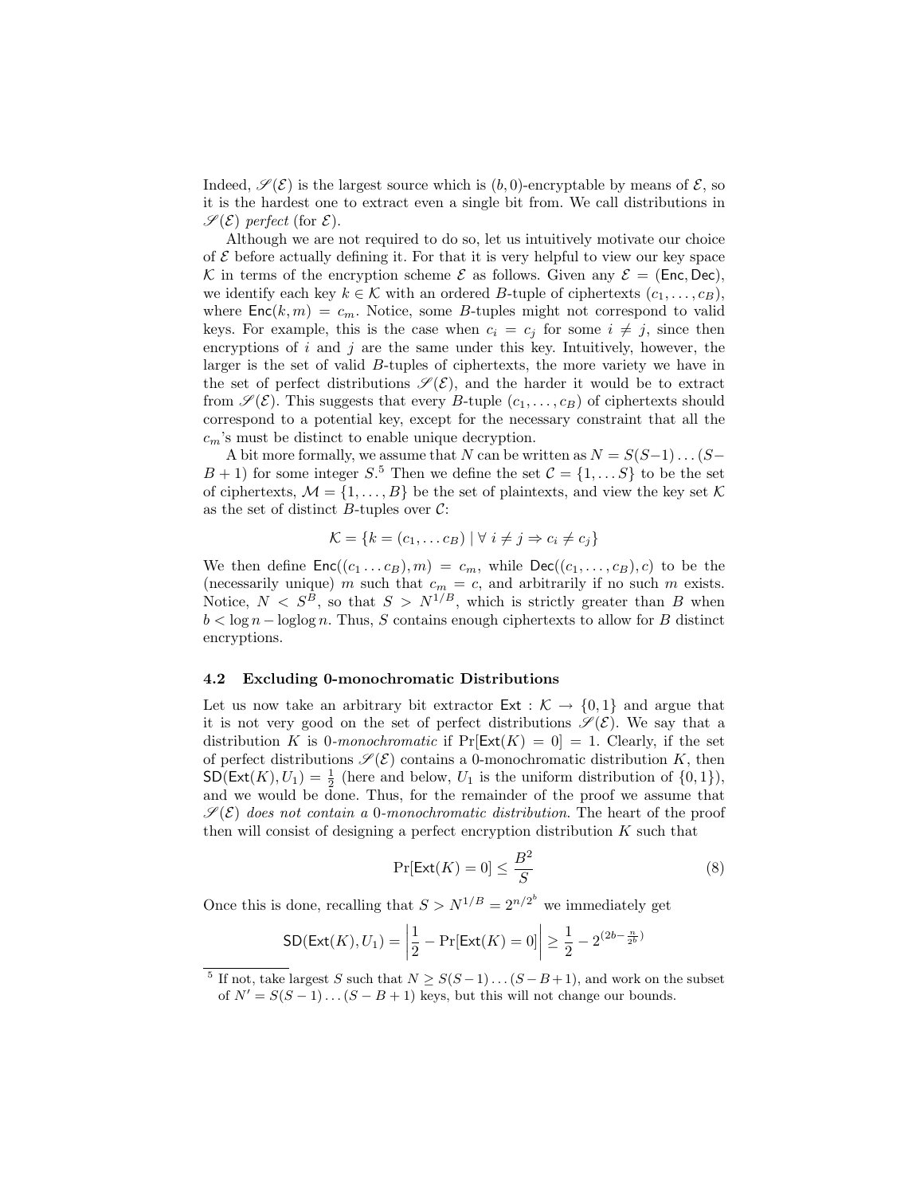Indeed, $\mathscr{S}(\mathcal{E})$ is the largest source which is $(b, 0)$-encryptable by means of $\mathcal{E}$, so it is the hardest one to extract even a single bit from. We call distributions in $\mathscr{S}(\mathcal{E})$ *perfect* (for $\mathcal{E}$).

Although we are not required to do so, let us intuitively motivate our choice of $\mathcal{E}$ before actually defining it. For that it is very helpful to view our key space $\mathcal{K}$ in terms of the encryption scheme $\mathcal{E}$ as follows. Given any $\mathcal{E} = (\mathsf{Enc}, \mathsf{Dec})$, we identify each key $k \in \mathcal{K}$ with an ordered $B$-tuple of ciphertexts $(c_1, \ldots, c_B)$, where $\mathsf{Enc}(k, m) = c_m$. Notice, some $B$-tuples might not correspond to valid keys. For example, this is the case when $c_i = c_j$ for some $i \neq j$, since then encryptions of $i$ and $j$ are the same under this key. Intuitively, however, the larger is the set of valid $B$-tuples of ciphertexts, the more variety we have in the set of perfect distributions $\mathscr{S}(\mathcal{E})$, and the harder it would be to extract from $\mathscr{S}(\mathcal{E})$. This suggests that every $B$-tuple $(c_1, \ldots, c_B)$ of ciphertexts should correspond to a potential key, except for the necessary constraint that all the $c_m$'s must be distinct to enable unique decryption.

A bit more formally, we assume that $N$ can be written as $N = S(S-1)\ldots(S-B+1)$ for some integer $S$.[5] Then we define the set $\mathcal{C} = \{1, \ldots S\}$ to be the set of ciphertexts, $\mathcal{M} = \{1, \ldots, B\}$ be the set of plaintexts, and view the key set $\mathcal{K}$ as the set of distinct $B$-tuples over $\mathcal{C}$:

$$\mathcal{K} = \{k = (c_1, \ldots c_B) \mid \forall\ i \neq j \Rightarrow c_i \neq c_j\}$$

We then define $\mathsf{Enc}((c_1 \ldots c_B), m) = c_m$, while $\mathsf{Dec}((c_1, \ldots, c_B), c)$ to be the (necessarily unique) $m$ such that $c_m = c$, and arbitrarily if no such $m$ exists. Notice, $N < S^B$, so that $S > N^{1/B}$, which is strictly greater than $B$ when $b < \log n - \log\log n$. Thus, $S$ contains enough ciphertexts to allow for $B$ distinct encryptions.

### 4.2 Excluding 0-monochromatic Distributions

Let us now take an arbitrary bit extractor $\mathsf{Ext} : \mathcal{K} \to \{0, 1\}$ and argue that it is not very good on the set of perfect distributions $\mathscr{S}(\mathcal{E})$. We say that a distribution $K$ is 0-*monochromatic* if $\Pr[\mathsf{Ext}(K) = 0] = 1$. Clearly, if the set of perfect distributions $\mathscr{S}(\mathcal{E})$ contains a 0-monochromatic distribution $K$, then $\mathsf{SD}(\mathsf{Ext}(K), U_1) = \frac{1}{2}$ (here and below, $U_1$ is the uniform distribution of $\{0, 1\}$), and we would be done. Thus, for the remainder of the proof we assume that $\mathscr{S}(\mathcal{E})$ *does not contain a 0-monochromatic distribution*. The heart of the proof then will consist of designing a perfect encryption distribution $K$ such that

$$\Pr[\mathsf{Ext}(K) = 0] \leq \frac{B^2}{S} \tag{8}$$

Once this is done, recalling that $S > N^{1/B} = 2^{n/2^b}$ we immediately get

$$\mathsf{SD}(\mathsf{Ext}(K), U_1) = \left| \frac{1}{2} - \Pr[\mathsf{Ext}(K) = 0] \right| \geq \frac{1}{2} - 2^{(2b - \frac{n}{2^b})}$$

[5] If not, take largest $S$ such that $N \geq S(S-1)\ldots(S-B+1)$, and work on the subset of $N' = S(S-1)\ldots(S-B+1)$ keys, but this will not change our bounds.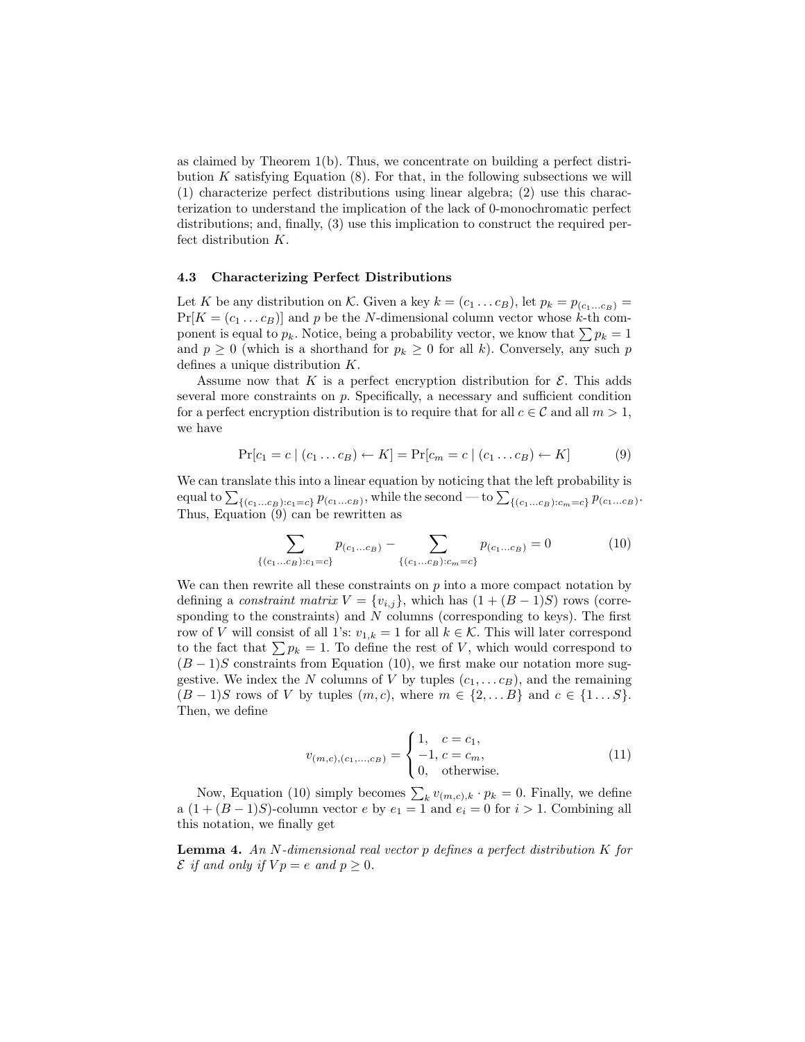as claimed by Theorem 1(b). Thus, we concentrate on building a perfect distribution $K$ satisfying Equation (8). For that, in the following subsections we will (1) characterize perfect distributions using linear algebra; (2) use this characterization to understand the implication of the lack of 0-monochromatic perfect distributions; and, finally, (3) use this implication to construct the required perfect distribution $K$.

### 4.3 Characterizing Perfect Distributions

Let $K$ be any distribution on $\mathcal{K}$. Given a key $k = (c_1 \dots c_B)$, let $p_k = p_{(c_1 \dots c_B)} = \Pr[K = (c_1 \dots c_B)]$ and $p$ be the $N$-dimensional column vector whose $k$-th component is equal to $p_k$. Notice, being a probability vector, we know that $\sum p_k = 1$ and $p \geq 0$ (which is a shorthand for $p_k \geq 0$ for all $k$). Conversely, any such $p$ defines a unique distribution $K$.

Assume now that $K$ is a perfect encryption distribution for $\mathcal{E}$. This adds several more constraints on $p$. Specifically, a necessary and sufficient condition for a perfect encryption distribution is to require that for all $c \in \mathcal{C}$ and all $m > 1$, we have

$$\Pr[c_1 = c \mid (c_1 \dots c_B) \leftarrow K] = \Pr[c_m = c \mid (c_1 \dots c_B) \leftarrow K] \tag{9}$$

We can translate this into a linear equation by noticing that the left probability is equal to $\sum_{\{(c_1 \dots c_B) : c_1 = c\}} p_{(c_1 \dots c_B)}$, while the second — to $\sum_{\{(c_1 \dots c_B) : c_m = c\}} p_{(c_1 \dots c_B)}$. Thus, Equation (9) can be rewritten as

$$\sum_{\{(c_1 \dots c_B) : c_1 = c\}} p_{(c_1 \dots c_B)} - \sum_{\{(c_1 \dots c_B) : c_m = c\}} p_{(c_1 \dots c_B)} = 0 \tag{10}$$

We can then rewrite all these constraints on $p$ into a more compact notation by defining a *constraint matrix* $V = \{v_{i,j}\}$, which has $(1 + (B-1)S)$ rows (corresponding to the constraints) and $N$ columns (corresponding to keys). The first row of $V$ will consist of all 1's: $v_{1,k} = 1$ for all $k \in \mathcal{K}$. This will later correspond to the fact that $\sum p_k = 1$. To define the rest of $V$, which would correspond to $(B-1)S$ constraints from Equation (10), we first make our notation more suggestive. We index the $N$ columns of $V$ by tuples $(c_1, \dots c_B)$, and the remaining $(B-1)S$ rows of $V$ by tuples $(m, c)$, where $m \in \{2, \dots B\}$ and $c \in \{1 \dots S\}$. Then, we define

$$v_{(m,c),(c_1,\dots,c_B)} = \begin{cases} 1, & c = c_1, \\ -1, & c = c_m, \\ 0, & \text{otherwise.} \end{cases} \tag{11}$$

Now, Equation (10) simply becomes $\sum_k v_{(m,c),k} \cdot p_k = 0$. Finally, we define a $(1 + (B-1)S)$-column vector $e$ by $e_1 = 1$ and $e_i = 0$ for $i > 1$. Combining all this notation, we finally get

**Lemma 4.** *An $N$-dimensional real vector $p$ defines a perfect distribution $K$ for $\mathcal{E}$ if and only if $Vp = e$ and $p \geq 0$.*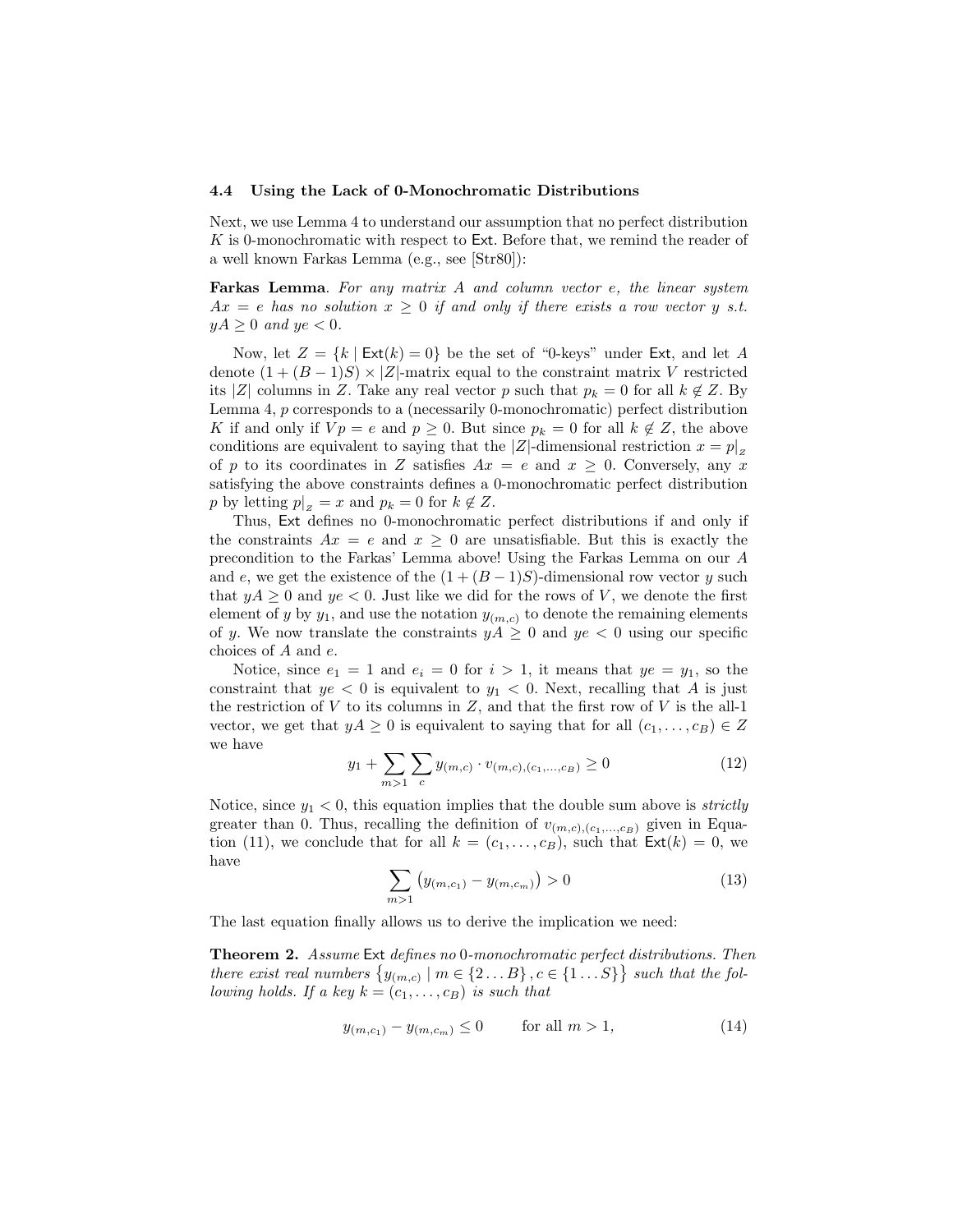### 4.4 Using the Lack of 0-Monochromatic Distributions

Next, we use Lemma 4 to understand our assumption that no perfect distribution $K$ is 0-monochromatic with respect to Ext. Before that, we remind the reader of a well known Farkas Lemma (e.g., see [Str80]):

**Farkas Lemma**. *For any matrix $A$ and column vector $e$, the linear system $Ax = e$ has no solution $x \geq 0$ if and only if there exists a row vector $y$ s.t. $yA \geq 0$ and $ye < 0$.*

Now, let $Z = \{k \mid \mathsf{Ext}(k) = 0\}$ be the set of "0-keys" under Ext, and let $A$ denote $(1 + (B-1)S) \times |Z|$-matrix equal to the constraint matrix $V$ restricted its $|Z|$ columns in $Z$. Take any real vector $p$ such that $p_k = 0$ for all $k \notin Z$. By Lemma 4, $p$ corresponds to a (necessarily 0-monochromatic) perfect distribution $K$ if and only if $Vp = e$ and $p \geq 0$. But since $p_k = 0$ for all $k \notin Z$, the above conditions are equivalent to saying that the $|Z|$-dimensional restriction $x = p|_z$ of $p$ to its coordinates in $Z$ satisfies $Ax = e$ and $x \geq 0$. Conversely, any $x$ satisfying the above constraints defines a 0-monochromatic perfect distribution $p$ by letting $p|_z = x$ and $p_k = 0$ for $k \notin Z$.

Thus, Ext defines no 0-monochromatic perfect distributions if and only if the constraints $Ax = e$ and $x \geq 0$ are unsatisfiable. But this is exactly the precondition to the Farkas' Lemma above! Using the Farkas Lemma on our $A$ and $e$, we get the existence of the $(1 + (B-1)S)$-dimensional row vector $y$ such that $yA \geq 0$ and $ye < 0$. Just like we did for the rows of $V$, we denote the first element of $y$ by $y_1$, and use the notation $y_{(m,c)}$ to denote the remaining elements of $y$. We now translate the constraints $yA \geq 0$ and $ye < 0$ using our specific choices of $A$ and $e$.

Notice, since $e_1 = 1$ and $e_i = 0$ for $i > 1$, it means that $ye = y_1$, so the constraint that $ye < 0$ is equivalent to $y_1 < 0$. Next, recalling that $A$ is just the restriction of $V$ to its columns in $Z$, and that the first row of $V$ is the all-1 vector, we get that $yA \geq 0$ is equivalent to saying that for all $(c_1, \ldots, c_B) \in Z$ we have

$$y_1 + \sum_{m>1} \sum_{c} y_{(m,c)} \cdot v_{(m,c),(c_1,\ldots,c_B)} \geq 0 \tag{12}$$

Notice, since $y_1 < 0$, this equation implies that the double sum above is *strictly* greater than 0. Thus, recalling the definition of $v_{(m,c),(c_1,\ldots,c_B)}$ given in Equation (11), we conclude that for all $k = (c_1, \ldots, c_B)$, such that $\mathsf{Ext}(k) = 0$, we have

$$\sum_{m>1} \left( y_{(m,c_1)} - y_{(m,c_m)} \right) > 0 \tag{13}$$

The last equation finally allows us to derive the implication we need:

**Theorem 2.** *Assume* Ext *defines no* 0*-monochromatic perfect distributions. Then there exist real numbers $\{y_{(m,c)} \mid m \in \{2 \ldots B\}, c \in \{1 \ldots S\}\}$ such that the following holds. If a key $k = (c_1, \ldots, c_B)$ is such that*

$$y_{(m,c_1)} - y_{(m,c_m)} \leq 0 \qquad \text{for all } m > 1, \tag{14}$$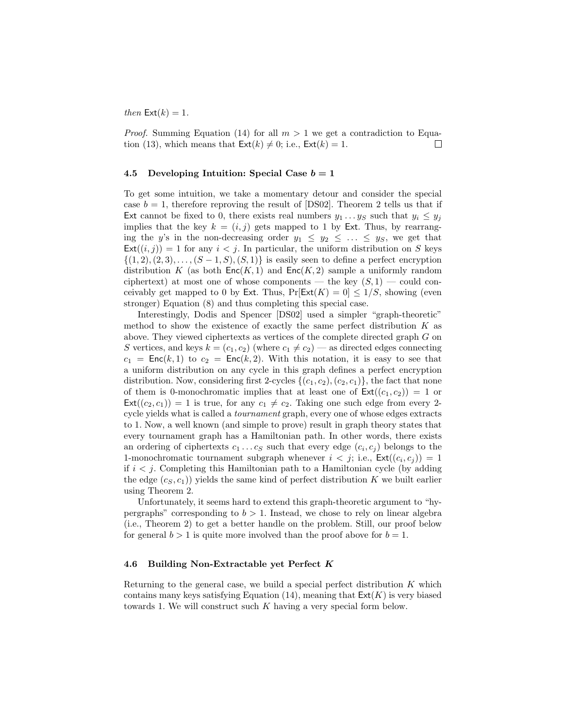*then* $\mathsf{Ext}(k) = 1$.

*Proof.* Summing Equation (14) for all $m > 1$ we get a contradiction to Equation (13), which means that $\mathsf{Ext}(k) \neq 0$; i.e., $\mathsf{Ext}(k) = 1$. $\square$

### 4.5 Developing Intuition: Special Case $b = 1$

To get some intuition, we take a momentary detour and consider the special case $b = 1$, therefore reproving the result of [DS02]. Theorem 2 tells us that if $\mathsf{Ext}$ cannot be fixed to 0, there exists real numbers $y_1 \dots y_S$ such that $y_i \leq y_j$ implies that the key $k = (i, j)$ gets mapped to 1 by $\mathsf{Ext}$. Thus, by rearranging the $y$'s in the non-decreasing order $y_1 \leq y_2 \leq \dots \leq y_S$, we get that $\mathsf{Ext}((i, j)) = 1$ for any $i < j$. In particular, the uniform distribution on $S$ keys $\{(1, 2), (2, 3), \dots, (S-1, S), (S, 1)\}$ is easily seen to define a perfect encryption distribution $K$ (as both $\mathsf{Enc}(K, 1)$ and $\mathsf{Enc}(K, 2)$ sample a uniformly random ciphertext) at most one of whose components — the key $(S, 1)$ — could conceivably get mapped to 0 by $\mathsf{Ext}$. Thus, $\Pr[\mathsf{Ext}(K) = 0] \leq 1/S$, showing (even stronger) Equation (8) and thus completing this special case.

Interestingly, Dodis and Spencer [DS02] used a simpler "graph-theoretic" method to show the existence of exactly the same perfect distribution $K$ as above. They viewed ciphertexts as vertices of the complete directed graph $G$ on $S$ vertices, and keys $k = (c_1, c_2)$ (where $c_1 \neq c_2$) — as directed edges connecting $c_1 = \mathsf{Enc}(k, 1)$ to $c_2 = \mathsf{Enc}(k, 2)$. With this notation, it is easy to see that a uniform distribution on any cycle in this graph defines a perfect encryption distribution. Now, considering first 2-cycles $\{(c_1, c_2), (c_2, c_1)\}$, the fact that none of them is 0-monochromatic implies that at least one of $\mathsf{Ext}((c_1, c_2)) = 1$ or $\mathsf{Ext}((c_2, c_1)) = 1$ is true, for any $c_1 \neq c_2$. Taking one such edge from every 2-cycle yields what is called a *tournament* graph, every one of whose edges extracts to 1. Now, a well known (and simple to prove) result in graph theory states that every tournament graph has a Hamiltonian path. In other words, there exists an ordering of ciphertexts $c_1 \dots c_S$ such that every edge $(c_i, c_j)$ belongs to the 1-monochromatic tournament subgraph whenever $i < j$; i.e., $\mathsf{Ext}((c_i, c_j)) = 1$ if $i < j$. Completing this Hamiltonian path to a Hamiltonian cycle (by adding the edge $(c_S, c_1)$) yields the same kind of perfect distribution $K$ we built earlier using Theorem 2.

Unfortunately, it seems hard to extend this graph-theoretic argument to "hypergraphs" corresponding to $b > 1$. Instead, we chose to rely on linear algebra (i.e., Theorem 2) to get a better handle on the problem. Still, our proof below for general $b > 1$ is quite more involved than the proof above for $b = 1$.

### 4.6 Building Non-Extractable yet Perfect $K$

Returning to the general case, we build a special perfect distribution $K$ which contains many keys satisfying Equation (14), meaning that $\mathsf{Ext}(K)$ is very biased towards 1. We will construct such $K$ having a very special form below.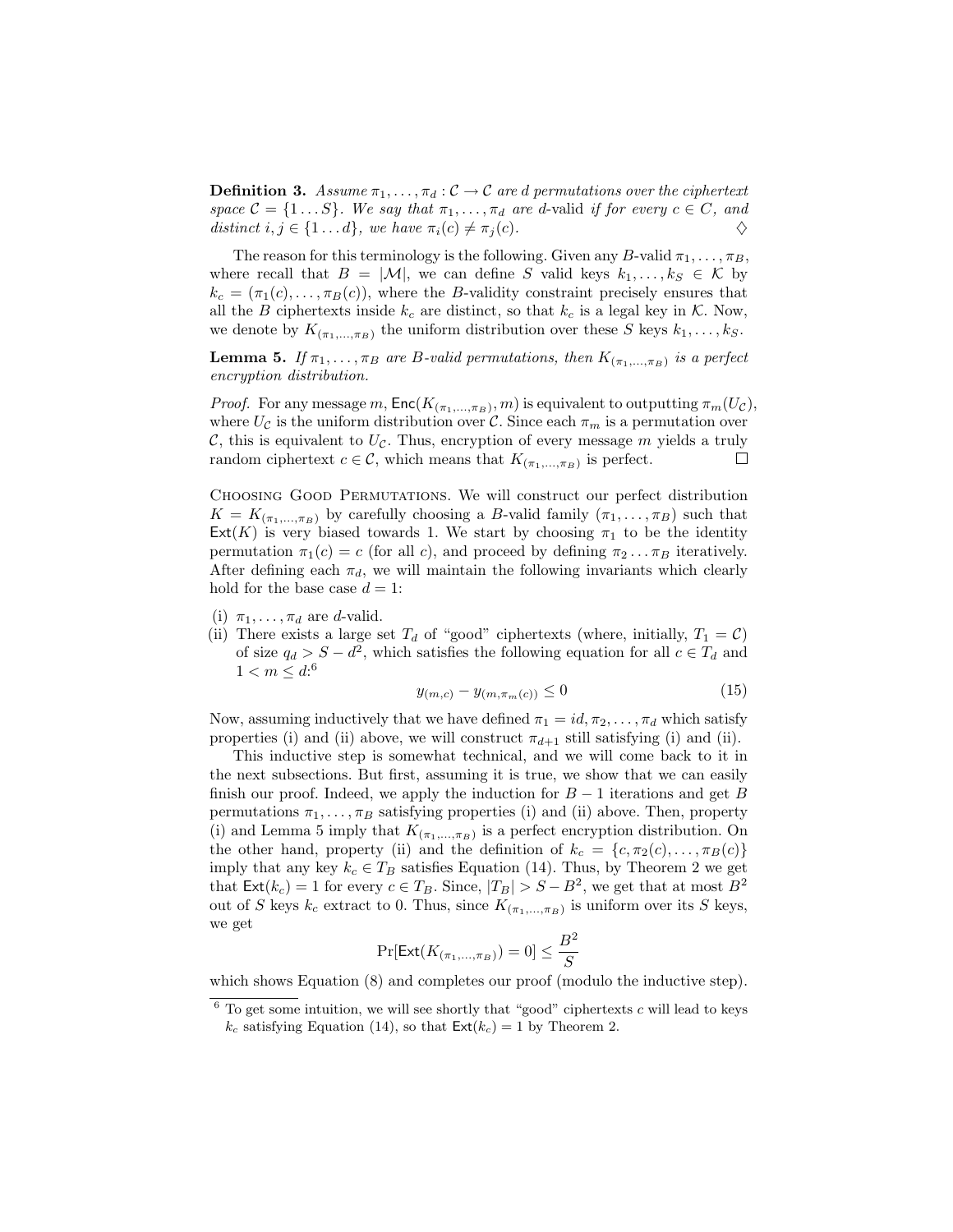**Definition 3.** *Assume $\pi_1, \ldots, \pi_d : \mathcal{C} \to \mathcal{C}$ are $d$ permutations over the ciphertext space $\mathcal{C} = \{1 \ldots S\}$. We say that $\pi_1, \ldots, \pi_d$ are $d$*-valid *if for every $c \in C$, and distinct $i, j \in \{1 \ldots d\}$, we have $\pi_i(c) \neq \pi_j(c)$.* ♢

The reason for this terminology is the following. Given any $B$-valid $\pi_1, \ldots, \pi_B$, where recall that $B = |\mathcal{M}|$, we can define $S$ valid keys $k_1, \ldots, k_S \in \mathcal{K}$ by $k_c = (\pi_1(c), \ldots, \pi_B(c))$, where the $B$-validity constraint precisely ensures that all the $B$ ciphertexts inside $k_c$ are distinct, so that $k_c$ is a legal key in $\mathcal{K}$. Now, we denote by $K_{(\pi_1,\ldots,\pi_B)}$ the uniform distribution over these $S$ keys $k_1, \ldots, k_S$.

**Lemma 5.** *If $\pi_1, \ldots, \pi_B$ are $B$-valid permutations, then $K_{(\pi_1,\ldots,\pi_B)}$ is a perfect encryption distribution.*

*Proof.* For any message $m$, $\mathsf{Enc}(K_{(\pi_1,\ldots,\pi_B)}, m)$ is equivalent to outputting $\pi_m(U_{\mathcal{C}})$, where $U_{\mathcal{C}}$ is the uniform distribution over $\mathcal{C}$. Since each $\pi_m$ is a permutation over $\mathcal{C}$, this is equivalent to $U_{\mathcal{C}}$. Thus, encryption of every message $m$ yields a truly random ciphertext $c \in \mathcal{C}$, which means that $K_{(\pi_1,\ldots,\pi_B)}$ is perfect. □

Choosing Good Permutations. We will construct our perfect distribution $K = K_{(\pi_1,\ldots,\pi_B)}$ by carefully choosing a $B$-valid family $(\pi_1, \ldots, \pi_B)$ such that $\mathsf{Ext}(K)$ is very biased towards 1. We start by choosing $\pi_1$ to be the identity permutation $\pi_1(c) = c$ (for all $c$), and proceed by defining $\pi_2 \ldots \pi_B$ iteratively. After defining each $\pi_d$, we will maintain the following invariants which clearly hold for the base case $d = 1$:

(i) $\pi_1, \ldots, \pi_d$ are $d$-valid.

(ii) There exists a large set $T_d$ of "good" ciphertexts (where, initially, $T_1 = \mathcal{C}$) of size $q_d > S - d^2$, which satisfies the following equation for all $c \in T_d$ and $1 < m \leq d$:[6]

$$y_{(m,c)} - y_{(m,\pi_m(c))} \leq 0 \tag{15}$$

Now, assuming inductively that we have defined $\pi_1 = id, \pi_2, \ldots, \pi_d$ which satisfy properties (i) and (ii) above, we will construct $\pi_{d+1}$ still satisfying (i) and (ii).

This inductive step is somewhat technical, and we will come back to it in the next subsections. But first, assuming it is true, we show that we can easily finish our proof. Indeed, we apply the induction for $B - 1$ iterations and get $B$ permutations $\pi_1, \ldots, \pi_B$ satisfying properties (i) and (ii) above. Then, property (i) and Lemma 5 imply that $K_{(\pi_1,\ldots,\pi_B)}$ is a perfect encryption distribution. On the other hand, property (ii) and the definition of $k_c = \{c, \pi_2(c), \ldots, \pi_B(c)\}$ imply that any key $k_c \in T_B$ satisfies Equation (14). Thus, by Theorem 2 we get that $\mathsf{Ext}(k_c) = 1$ for every $c \in T_B$. Since, $|T_B| > S - B^2$, we get that at most $B^2$ out of $S$ keys $k_c$ extract to 0. Thus, since $K_{(\pi_1,\ldots,\pi_B)}$ is uniform over its $S$ keys, we get

$$\Pr[\mathsf{Ext}(K_{(\pi_1,\ldots,\pi_B)}) = 0] \leq \frac{B^2}{S}$$

which shows Equation (8) and completes our proof (modulo the inductive step).

[6] To get some intuition, we will see shortly that "good" ciphertexts $c$ will lead to keys $k_c$ satisfying Equation (14), so that $\mathsf{Ext}(k_c) = 1$ by Theorem 2.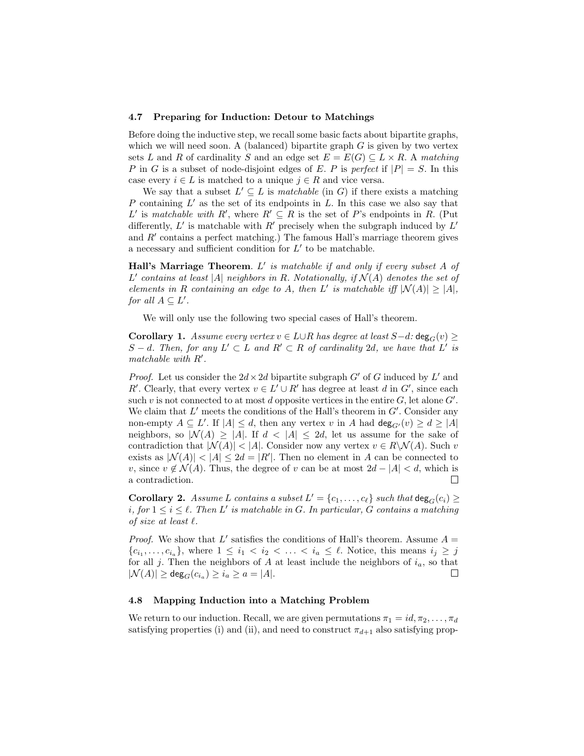### 4.7 Preparing for Induction: Detour to Matchings

Before doing the inductive step, we recall some basic facts about bipartite graphs, which we will need soon. A (balanced) bipartite graph $G$ is given by two vertex sets $L$ and $R$ of cardinality $S$ and an edge set $E = E(G) \subseteq L \times R$. A *matching* $P$ in $G$ is a subset of node-disjoint edges of $E$. $P$ is *perfect* if $|P| = S$. In this case every $i \in L$ is matched to a unique $j \in R$ and vice versa.

We say that a subset $L' \subseteq L$ is *matchable* (in $G$) if there exists a matching $P$ containing $L'$ as the set of its endpoints in $L$. In this case we also say that $L'$ is *matchable with* $R'$, where $R' \subseteq R$ is the set of $P$'s endpoints in $R$. (Put differently, $L'$ is matchable with $R'$ precisely when the subgraph induced by $L'$ and $R'$ contains a perfect matching.) The famous Hall's marriage theorem gives a necessary and sufficient condition for $L'$ to be matchable.

**Hall's Marriage Theorem**. *$L'$ is matchable if and only if every subset $A$ of $L'$ contains at least $|A|$ neighbors in $R$. Notationally, if $\mathcal{N}(A)$ denotes the set of elements in $R$ containing an edge to $A$, then $L'$ is matchable iff $|\mathcal{N}(A)| \geq |A|$, for all $A \subseteq L'$.*

We will only use the following two special cases of Hall's theorem.

**Corollary 1.** *Assume every vertex $v \in L \cup R$ has degree at least $S - d$: $\mathsf{deg}_G(v) \geq S - d$. Then, for any $L' \subset L$ and $R' \subset R$ of cardinality $2d$, we have that $L'$ is matchable with $R'$.*

*Proof.* Let us consider the $2d \times 2d$ bipartite subgraph $G'$ of $G$ induced by $L'$ and $R'$. Clearly, that every vertex $v \in L' \cup R'$ has degree at least $d$ in $G'$, since each such $v$ is not connected to at most $d$ opposite vertices in the entire $G$, let alone $G'$. We claim that $L'$ meets the conditions of the Hall's theorem in $G'$. Consider any non-empty $A \subseteq L'$. If $|A| \leq d$, then any vertex $v$ in $A$ had $\mathsf{deg}_{G'}(v) \geq d \geq |A|$ neighbors, so $|\mathcal{N}(A) \geq |A|$. If $d < |A| \leq 2d$, let us assume for the sake of contradiction that $|\mathcal{N}(A)| < |A|$. Consider now any vertex $v \in R \backslash \mathcal{N}(A)$. Such $v$ exists as $|\mathcal{N}(A)| < |A| \leq 2d = |R'|$. Then no element in $A$ can be connected to $v$, since $v \notin \mathcal{N}(A)$. Thus, the degree of $v$ can be at most $2d - |A| < d$, which is a contradiction. □

**Corollary 2.** *Assume $L$ contains a subset $L' = \{c_1, \ldots, c_\ell\}$ such that $\mathsf{deg}_G(c_i) \geq i$, for $1 \leq i \leq \ell$. Then $L'$ is matchable in $G$. In particular, $G$ contains a matching of size at least $\ell$.*

*Proof.* We show that $L'$ satisfies the conditions of Hall's theorem. Assume $A = \{c_{i_1}, \ldots, c_{i_a}\}$, where $1 \leq i_1 < i_2 < \ldots < i_a \leq \ell$. Notice, this means $i_j \geq j$ for all $j$. Then the neighbors of $A$ at least include the neighbors of $i_a$, so that $|\mathcal{N}(A)| \geq \mathsf{deg}_G(c_{i_a}) \geq i_a \geq a = |A|$. □

### 4.8 Mapping Induction into a Matching Problem

We return to our induction. Recall, we are given permutations $\pi_1 = id, \pi_2, \ldots, \pi_d$ satisfying properties (i) and (ii), and need to construct $\pi_{d+1}$ also satisfying prop-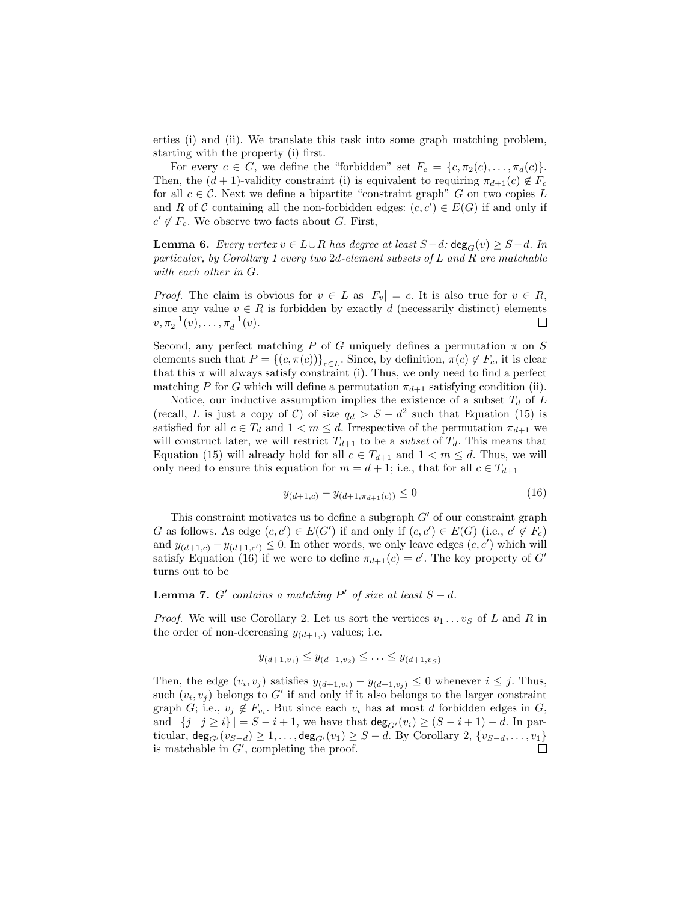erties (i) and (ii). We translate this task into some graph matching problem, starting with the property (i) first.

For every $c \in C$, we define the "forbidden" set $F_c = \{c, \pi_2(c), \ldots, \pi_d(c)\}$. Then, the $(d+1)$-validity constraint (i) is equivalent to requiring $\pi_{d+1}(c) \notin F_c$ for all $c \in \mathcal{C}$. Next we define a bipartite "constraint graph" $G$ on two copies $L$ and $R$ of $\mathcal{C}$ containing all the non-forbidden edges: $(c, c') \in E(G)$ if and only if $c' \notin F_c$. We observe two facts about $G$. First,

**Lemma 6.** *Every vertex $v \in L \cup R$ has degree at least $S-d$: $\mathsf{deg}_G(v) \geq S-d$. In particular, by Corollary 1 every two $2d$-element subsets of $L$ and $R$ are matchable with each other in $G$.*

*Proof.* The claim is obvious for $v \in L$ as $|F_v| = c$. It is also true for $v \in R$, since any value $v \in R$ is forbidden by exactly $d$ (necessarily distinct) elements $v, \pi_2^{-1}(v), \ldots, \pi_d^{-1}(v)$. □

Second, any perfect matching $P$ of $G$ uniquely defines a permutation $\pi$ on $S$ elements such that $P = \{(c, \pi(c))\}_{c \in L}$. Since, by definition, $\pi(c) \notin F_c$, it is clear that this $\pi$ will always satisfy constraint (i). Thus, we only need to find a perfect matching $P$ for $G$ which will define a permutation $\pi_{d+1}$ satisfying condition (ii).

Notice, our inductive assumption implies the existence of a subset $T_d$ of $L$ (recall, $L$ is just a copy of $\mathcal{C}$) of size $q_d > S - d^2$ such that Equation (15) is satisfied for all $c \in T_d$ and $1 < m \leq d$. Irrespective of the permutation $\pi_{d+1}$ we will construct later, we will restrict $T_{d+1}$ to be a *subset* of $T_d$. This means that Equation (15) will already hold for all $c \in T_{d+1}$ and $1 < m \leq d$. Thus, we will only need to ensure this equation for $m = d+1$; i.e., that for all $c \in T_{d+1}$

$$y_{(d+1,c)} - y_{(d+1,\pi_{d+1}(c))} \leq 0 \tag{16}$$

This constraint motivates us to define a subgraph $G'$ of our constraint graph $G$ as follows. As edge $(c, c') \in E(G')$ if and only if $(c, c') \in E(G)$ (i.e., $c' \notin F_c$) and $y_{(d+1,c)} - y_{(d+1,c')} \leq 0$. In other words, we only leave edges $(c, c')$ which will satisfy Equation (16) if we were to define $\pi_{d+1}(c) = c'$. The key property of $G'$ turns out to be

**Lemma 7.** *$G'$ contains a matching $P'$ of size at least $S-d$.*

*Proof.* We will use Corollary 2. Let us sort the vertices $v_1 \ldots v_S$ of $L$ and $R$ in the order of non-decreasing $y_{(d+1,\cdot)}$ values; i.e.

$$y_{(d+1,v_1)} \leq y_{(d+1,v_2)} \leq \ldots \leq y_{(d+1,v_S)}$$

Then, the edge $(v_i, v_j)$ satisfies $y_{(d+1,v_i)} - y_{(d+1,v_j)} \leq 0$ whenever $i \leq j$. Thus, such $(v_i, v_j)$ belongs to $G'$ if and only if it also belongs to the larger constraint graph $G$; i.e., $v_j \notin F_{v_i}$. But since each $v_i$ has at most $d$ forbidden edges in $G$, and $|\{j \mid j \geq i\}| = S - i + 1$, we have that $\mathsf{deg}_{G'}(v_i) \geq (S - i + 1) - d$. In particular, $\mathsf{deg}_{G'}(v_{S-d}) \geq 1, \ldots, \mathsf{deg}_{G'}(v_1) \geq S - d$. By Corollary 2, $\{v_{S-d}, \ldots, v_1\}$ is matchable in $G'$, completing the proof. □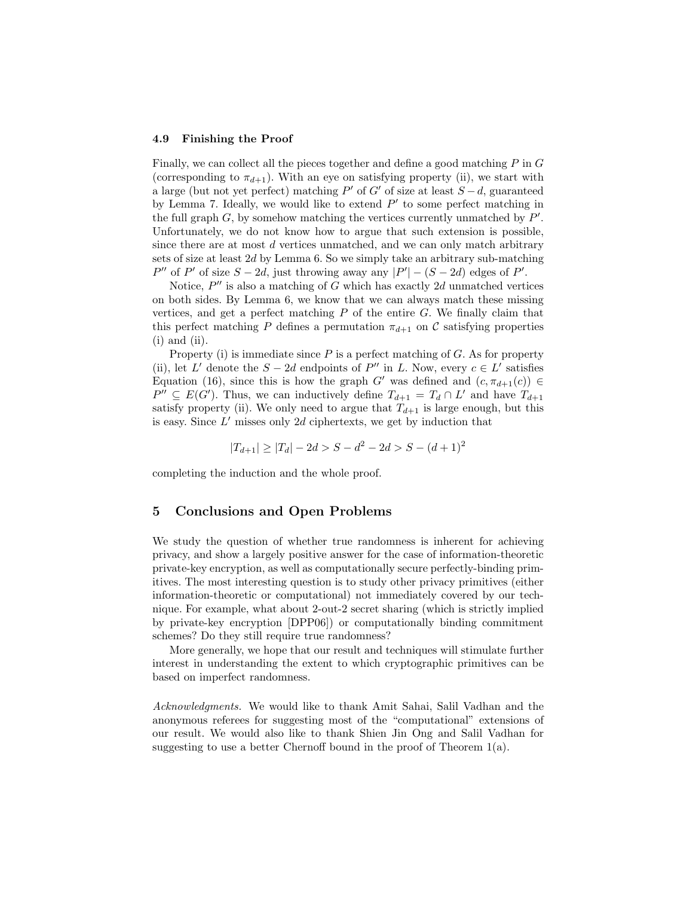### 4.9 Finishing the Proof

Finally, we can collect all the pieces together and define a good matching $P$ in $G$ (corresponding to $\pi_{d+1}$). With an eye on satisfying property (ii), we start with a large (but not yet perfect) matching $P'$ of $G'$ of size at least $S-d$, guaranteed by Lemma 7. Ideally, we would like to extend $P'$ to some perfect matching in the full graph $G$, by somehow matching the vertices currently unmatched by $P'$. Unfortunately, we do not know how to argue that such extension is possible, since there are at most $d$ vertices unmatched, and we can only match arbitrary sets of size at least $2d$ by Lemma 6. So we simply take an arbitrary sub-matching $P''$ of $P'$ of size $S-2d$, just throwing away any $|P'|-(S-2d)$ edges of $P'$.

Notice, $P''$ is also a matching of $G$ which has exactly $2d$ unmatched vertices on both sides. By Lemma 6, we know that we can always match these missing vertices, and get a perfect matching $P$ of the entire $G$. We finally claim that this perfect matching $P$ defines a permutation $\pi_{d+1}$ on $\mathcal{C}$ satisfying properties (i) and (ii).

Property (i) is immediate since $P$ is a perfect matching of $G$. As for property (ii), let $L'$ denote the $S-2d$ endpoints of $P''$ in $L$. Now, every $c \in L'$ satisfies Equation (16), since this is how the graph $G'$ was defined and $(c, \pi_{d+1}(c)) \in P'' \subseteq E(G')$. Thus, we can inductively define $T_{d+1} = T_d \cap L'$ and have $T_{d+1}$ satisfy property (ii). We only need to argue that $T_{d+1}$ is large enough, but this is easy. Since $L'$ misses only $2d$ ciphertexts, we get by induction that

$$|T_{d+1}| \geq |T_d| - 2d > S - d^2 - 2d > S - (d+1)^2$$

completing the induction and the whole proof.

## 5 Conclusions and Open Problems

We study the question of whether true randomness is inherent for achieving privacy, and show a largely positive answer for the case of information-theoretic private-key encryption, as well as computationally secure perfectly-binding primitives. The most interesting question is to study other privacy primitives (either information-theoretic or computational) not immediately covered by our technique. For example, what about 2-out-2 secret sharing (which is strictly implied by private-key encryption [DPP06]) or computationally binding commitment schemes? Do they still require true randomness?

More generally, we hope that our result and techniques will stimulate further interest in understanding the extent to which cryptographic primitives can be based on imperfect randomness.

*Acknowledgments.* We would like to thank Amit Sahai, Salil Vadhan and the anonymous referees for suggesting most of the "computational" extensions of our result. We would also like to thank Shien Jin Ong and Salil Vadhan for suggesting to use a better Chernoff bound in the proof of Theorem 1(a).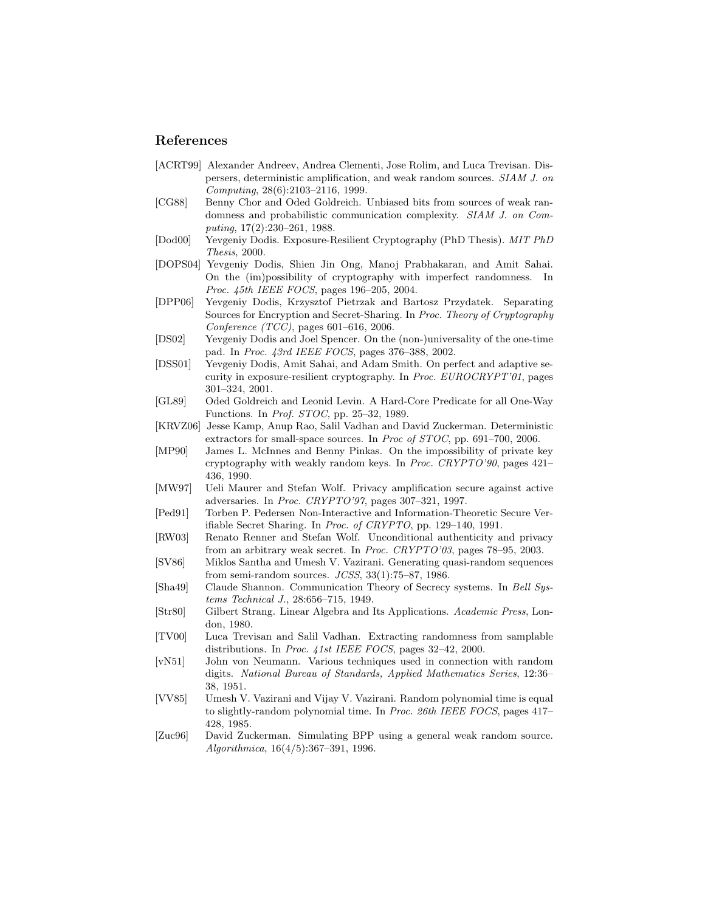## References

[ACRT99] Alexander Andreev, Andrea Clementi, Jose Rolim, and Luca Trevisan. Dispersers, deterministic amplification, and weak random sources. *SIAM J. on Computing*, 28(6):2103–2116, 1999.

[CG88] Benny Chor and Oded Goldreich. Unbiased bits from sources of weak randomness and probabilistic communication complexity. *SIAM J. on Computing*, 17(2):230–261, 1988.

[Dod00] Yevgeniy Dodis. Exposure-Resilient Cryptography (PhD Thesis). *MIT PhD Thesis*, 2000.

[DOPS04] Yevgeniy Dodis, Shien Jin Ong, Manoj Prabhakaran, and Amit Sahai. On the (im)possibility of cryptography with imperfect randomness. In *Proc. 45th IEEE FOCS*, pages 196–205, 2004.

[DPP06] Yevgeniy Dodis, Krzysztof Pietrzak and Bartosz Przydatek. Separating Sources for Encryption and Secret-Sharing. In *Proc. Theory of Cryptography Conference (TCC)*, pages 601–616, 2006.

[DS02] Yevgeniy Dodis and Joel Spencer. On the (non-)universality of the one-time pad. In *Proc. 43rd IEEE FOCS*, pages 376–388, 2002.

[DSS01] Yevgeniy Dodis, Amit Sahai, and Adam Smith. On perfect and adaptive security in exposure-resilient cryptography. In *Proc. EUROCRYPT'01*, pages 301–324, 2001.

[GL89] Oded Goldreich and Leonid Levin. A Hard-Core Predicate for all One-Way Functions. In *Prof. STOC*, pp. 25–32, 1989.

[KRVZ06] Jesse Kamp, Anup Rao, Salil Vadhan and David Zuckerman. Deterministic extractors for small-space sources. In *Proc of STOC*, pp. 691–700, 2006.

[MP90] James L. McInnes and Benny Pinkas. On the impossibility of private key cryptography with weakly random keys. In *Proc. CRYPTO'90*, pages 421–436, 1990.

[MW97] Ueli Maurer and Stefan Wolf. Privacy amplification secure against active adversaries. In *Proc. CRYPTO'97*, pages 307–321, 1997.

[Ped91] Torben P. Pedersen Non-Interactive and Information-Theoretic Secure Verifiable Secret Sharing. In *Proc. of CRYPTO*, pp. 129–140, 1991.

[RW03] Renato Renner and Stefan Wolf. Unconditional authenticity and privacy from an arbitrary weak secret. In *Proc. CRYPTO'03*, pages 78–95, 2003.

[SV86] Miklos Santha and Umesh V. Vazirani. Generating quasi-random sequences from semi-random sources. *JCSS*, 33(1):75–87, 1986.

[Sha49] Claude Shannon. Communication Theory of Secrecy systems. In *Bell Systems Technical J.*, 28:656–715, 1949.

[Str80] Gilbert Strang. Linear Algebra and Its Applications. *Academic Press*, London, 1980.

[TV00] Luca Trevisan and Salil Vadhan. Extracting randomness from samplable distributions. In *Proc. 41st IEEE FOCS*, pages 32–42, 2000.

[vN51] John von Neumann. Various techniques used in connection with random digits. *National Bureau of Standards, Applied Mathematics Series*, 12:36–38, 1951.

[VV85] Umesh V. Vazirani and Vijay V. Vazirani. Random polynomial time is equal to slightly-random polynomial time. In *Proc. 26th IEEE FOCS*, pages 417–428, 1985.

[Zuc96] David Zuckerman. Simulating BPP using a general weak random source. *Algorithmica*, 16(4/5):367–391, 1996.